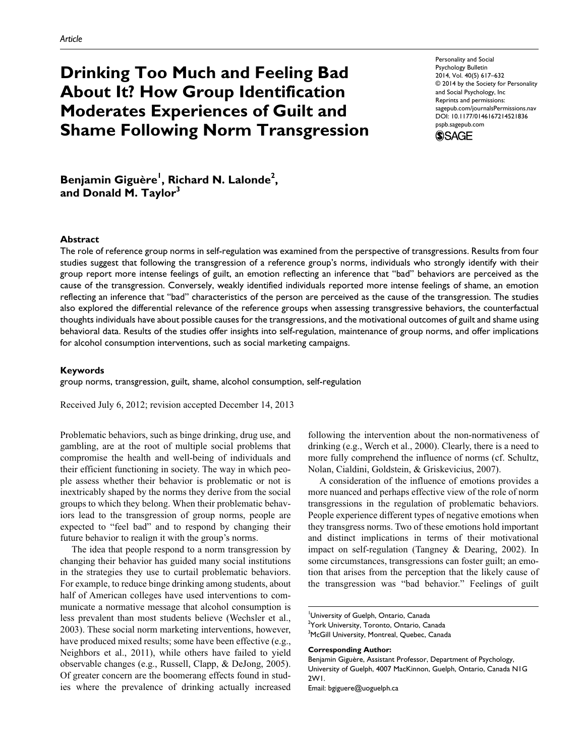*Article*

# Drinking Too Much and Feeling Bad About It? How Group Identification Moderates Experiences of Guilt and Shame Following Norm Transgression

Personality and Social Psychology Bulletin
2014, Vol. 40(5) 617–632
© 2014 by the Society for Personality and Social Psychology, Inc
Reprints and permissions: sagepub.com/journalsPermissions.nav
DOI: 10.1177/0146167214521836
pspb.sagepub.com

**Benjamin Giguère[1], Richard N. Lalonde[2], and Donald M. Taylor[3]**

## Abstract

The role of reference group norms in self-regulation was examined from the perspective of transgressions. Results from four studies suggest that following the transgression of a reference group's norms, individuals who strongly identify with their group report more intense feelings of guilt, an emotion reflecting an inference that "bad" behaviors are perceived as the cause of the transgression. Conversely, weakly identified individuals reported more intense feelings of shame, an emotion reflecting an inference that "bad" characteristics of the person are perceived as the cause of the transgression. The studies also explored the differential relevance of the reference groups when assessing transgressive behaviors, the counterfactual thoughts individuals have about possible causes for the transgressions, and the motivational outcomes of guilt and shame using behavioral data. Results of the studies offer insights into self-regulation, maintenance of group norms, and offer implications for alcohol consumption interventions, such as social marketing campaigns.

## Keywords

group norms, transgression, guilt, shame, alcohol consumption, self-regulation

Received July 6, 2012; revision accepted December 14, 2013

Problematic behaviors, such as binge drinking, drug use, and gambling, are at the root of multiple social problems that compromise the health and well-being of individuals and their efficient functioning in society. The way in which people assess whether their behavior is problematic or not is inextricably shaped by the norms they derive from the social groups to which they belong. When their problematic behaviors lead to the transgression of group norms, people are expected to "feel bad" and to respond by changing their future behavior to realign it with the group's norms.

The idea that people respond to a norm transgression by changing their behavior has guided many social institutions in the strategies they use to curtail problematic behaviors. For example, to reduce binge drinking among students, about half of American colleges have used interventions to communicate a normative message that alcohol consumption is less prevalent than most students believe (Wechsler et al., 2003). These social norm marketing interventions, however, have produced mixed results; some have been effective (e.g., Neighbors et al., 2011), while others have failed to yield observable changes (e.g., Russell, Clapp, & DeJong, 2005). Of greater concern are the boomerang effects found in studies where the prevalence of drinking actually increased following the intervention about the non-normativeness of drinking (e.g., Werch et al., 2000). Clearly, there is a need to more fully comprehend the influence of norms (cf. Schultz, Nolan, Cialdini, Goldstein, & Griskevicius, 2007).

A consideration of the influence of emotions provides a more nuanced and perhaps effective view of the role of norm transgressions in the regulation of problematic behaviors. People experience different types of negative emotions when they transgress norms. Two of these emotions hold important and distinct implications in terms of their motivational impact on self-regulation (Tangney & Dearing, 2002). In some circumstances, transgressions can foster guilt; an emotion that arises from the perception that the likely cause of the transgression was "bad behavior." Feelings of guilt

[1]University of Guelph, Ontario, Canada
[2]York University, Toronto, Ontario, Canada
[3]McGill University, Montreal, Quebec, Canada

**Corresponding Author:**
Benjamin Giguère, Assistant Professor, Department of Psychology, University of Guelph, 4007 MacKinnon, Guelph, Ontario, Canada N1G 2W1.
Email: bgiguere@uoguelph.ca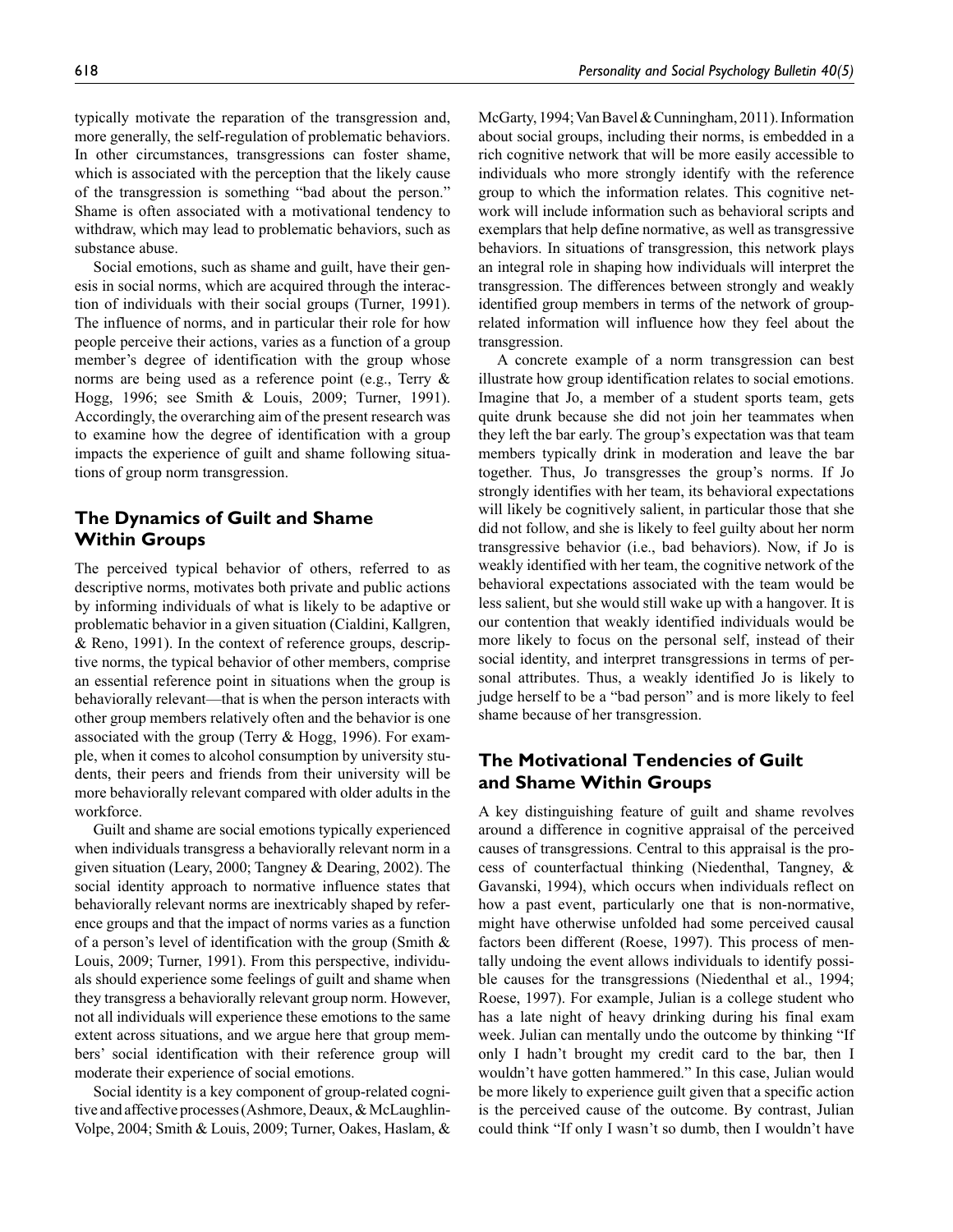typically motivate the reparation of the transgression and, more generally, the self-regulation of problematic behaviors. In other circumstances, transgressions can foster shame, which is associated with the perception that the likely cause of the transgression is something "bad about the person." Shame is often associated with a motivational tendency to withdraw, which may lead to problematic behaviors, such as substance abuse.

Social emotions, such as shame and guilt, have their genesis in social norms, which are acquired through the interaction of individuals with their social groups (Turner, 1991). The influence of norms, and in particular their role for how people perceive their actions, varies as a function of a group member's degree of identification with the group whose norms are being used as a reference point (e.g., Terry & Hogg, 1996; see Smith & Louis, 2009; Turner, 1991). Accordingly, the overarching aim of the present research was to examine how the degree of identification with a group impacts the experience of guilt and shame following situations of group norm transgression.

## The Dynamics of Guilt and Shame Within Groups

The perceived typical behavior of others, referred to as descriptive norms, motivates both private and public actions by informing individuals of what is likely to be adaptive or problematic behavior in a given situation (Cialdini, Kallgren, & Reno, 1991). In the context of reference groups, descriptive norms, the typical behavior of other members, comprise an essential reference point in situations when the group is behaviorally relevant—that is when the person interacts with other group members relatively often and the behavior is one associated with the group (Terry & Hogg, 1996). For example, when it comes to alcohol consumption by university students, their peers and friends from their university will be more behaviorally relevant compared with older adults in the workforce.

Guilt and shame are social emotions typically experienced when individuals transgress a behaviorally relevant norm in a given situation (Leary, 2000; Tangney & Dearing, 2002). The social identity approach to normative influence states that behaviorally relevant norms are inextricably shaped by reference groups and that the impact of norms varies as a function of a person's level of identification with the group (Smith & Louis, 2009; Turner, 1991). From this perspective, individuals should experience some feelings of guilt and shame when they transgress a behaviorally relevant group norm. However, not all individuals will experience these emotions to the same extent across situations, and we argue here that group members' social identification with their reference group will moderate their experience of social emotions.

Social identity is a key component of group-related cognitive and affective processes (Ashmore, Deaux, & McLaughlin-Volpe, 2004; Smith & Louis, 2009; Turner, Oakes, Haslam, & McGarty, 1994; Van Bavel & Cunningham, 2011). Information about social groups, including their norms, is embedded in a rich cognitive network that will be more easily accessible to individuals who more strongly identify with the reference group to which the information relates. This cognitive network will include information such as behavioral scripts and exemplars that help define normative, as well as transgressive behaviors. In situations of transgression, this network plays an integral role in shaping how individuals will interpret the transgression. The differences between strongly and weakly identified group members in terms of the network of group-related information will influence how they feel about the transgression.

A concrete example of a norm transgression can best illustrate how group identification relates to social emotions. Imagine that Jo, a member of a student sports team, gets quite drunk because she did not join her teammates when they left the bar early. The group's expectation was that team members typically drink in moderation and leave the bar together. Thus, Jo transgresses the group's norms. If Jo strongly identifies with her team, its behavioral expectations will likely be cognitively salient, in particular those that she did not follow, and she is likely to feel guilty about her norm transgressive behavior (i.e., bad behaviors). Now, if Jo is weakly identified with her team, the cognitive network of the behavioral expectations associated with the team would be less salient, but she would still wake up with a hangover. It is our contention that weakly identified individuals would be more likely to focus on the personal self, instead of their social identity, and interpret transgressions in terms of personal attributes. Thus, a weakly identified Jo is likely to judge herself to be a "bad person" and is more likely to feel shame because of her transgression.

## The Motivational Tendencies of Guilt and Shame Within Groups

A key distinguishing feature of guilt and shame revolves around a difference in cognitive appraisal of the perceived causes of transgressions. Central to this appraisal is the process of counterfactual thinking (Niedenthal, Tangney, & Gavanski, 1994), which occurs when individuals reflect on how a past event, particularly one that is non-normative, might have otherwise unfolded had some perceived causal factors been different (Roese, 1997). This process of mentally undoing the event allows individuals to identify possible causes for the transgressions (Niedenthal et al., 1994; Roese, 1997). For example, Julian is a college student who has a late night of heavy drinking during his final exam week. Julian can mentally undo the outcome by thinking "If only I hadn't brought my credit card to the bar, then I wouldn't have gotten hammered." In this case, Julian would be more likely to experience guilt given that a specific action is the perceived cause of the outcome. By contrast, Julian could think "If only I wasn't so dumb, then I wouldn't have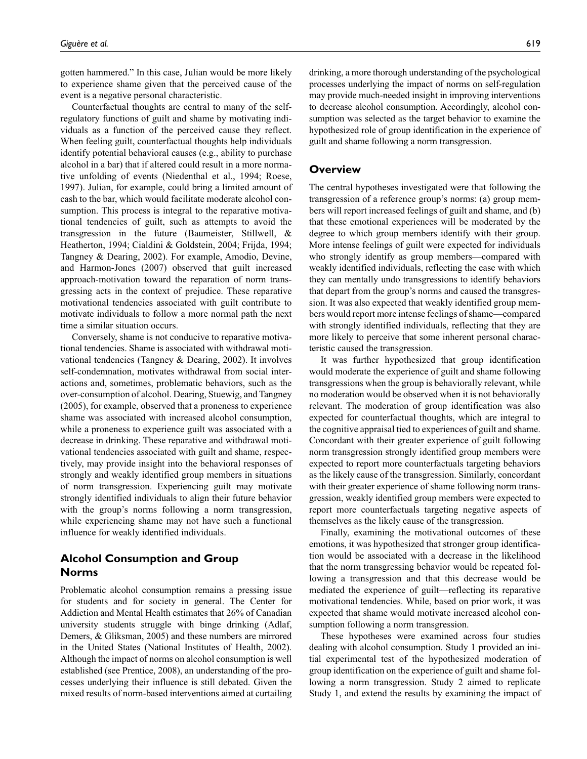gotten hammered." In this case, Julian would be more likely to experience shame given that the perceived cause of the event is a negative personal characteristic.

Counterfactual thoughts are central to many of the self-regulatory functions of guilt and shame by motivating individuals as a function of the perceived cause they reflect. When feeling guilt, counterfactual thoughts help individuals identify potential behavioral causes (e.g., ability to purchase alcohol in a bar) that if altered could result in a more normative unfolding of events (Niedenthal et al., 1994; Roese, 1997). Julian, for example, could bring a limited amount of cash to the bar, which would facilitate moderate alcohol consumption. This process is integral to the reparative motivational tendencies of guilt, such as attempts to avoid the transgression in the future (Baumeister, Stillwell, & Heatherton, 1994; Cialdini & Goldstein, 2004; Frijda, 1994; Tangney & Dearing, 2002). For example, Amodio, Devine, and Harmon-Jones (2007) observed that guilt increased approach-motivation toward the reparation of norm transgressing acts in the context of prejudice. These reparative motivational tendencies associated with guilt contribute to motivate individuals to follow a more normal path the next time a similar situation occurs.

Conversely, shame is not conducive to reparative motivational tendencies. Shame is associated with withdrawal motivational tendencies (Tangney & Dearing, 2002). It involves self-condemnation, motivates withdrawal from social interactions and, sometimes, problematic behaviors, such as the over-consumption of alcohol. Dearing, Stuewig, and Tangney (2005), for example, observed that a proneness to experience shame was associated with increased alcohol consumption, while a proneness to experience guilt was associated with a decrease in drinking. These reparative and withdrawal motivational tendencies associated with guilt and shame, respectively, may provide insight into the behavioral responses of strongly and weakly identified group members in situations of norm transgression. Experiencing guilt may motivate strongly identified individuals to align their future behavior with the group's norms following a norm transgression, while experiencing shame may not have such a functional influence for weakly identified individuals.

## Alcohol Consumption and Group Norms

Problematic alcohol consumption remains a pressing issue for students and for society in general. The Center for Addiction and Mental Health estimates that 26% of Canadian university students struggle with binge drinking (Adlaf, Demers, & Gliksman, 2005) and these numbers are mirrored in the United States (National Institutes of Health, 2002). Although the impact of norms on alcohol consumption is well established (see Prentice, 2008), an understanding of the processes underlying their influence is still debated. Given the mixed results of norm-based interventions aimed at curtailing drinking, a more thorough understanding of the psychological processes underlying the impact of norms on self-regulation may provide much-needed insight in improving interventions to decrease alcohol consumption. Accordingly, alcohol consumption was selected as the target behavior to examine the hypothesized role of group identification in the experience of guilt and shame following a norm transgression.

## Overview

The central hypotheses investigated were that following the transgression of a reference group's norms: (a) group members will report increased feelings of guilt and shame, and (b) that these emotional experiences will be moderated by the degree to which group members identify with their group. More intense feelings of guilt were expected for individuals who strongly identify as group members—compared with weakly identified individuals, reflecting the ease with which they can mentally undo transgressions to identify behaviors that depart from the group's norms and caused the transgression. It was also expected that weakly identified group members would report more intense feelings of shame—compared with strongly identified individuals, reflecting that they are more likely to perceive that some inherent personal characteristic caused the transgression.

It was further hypothesized that group identification would moderate the experience of guilt and shame following transgressions when the group is behaviorally relevant, while no moderation would be observed when it is not behaviorally relevant. The moderation of group identification was also expected for counterfactual thoughts, which are integral to the cognitive appraisal tied to experiences of guilt and shame. Concordant with their greater experience of guilt following norm transgression strongly identified group members were expected to report more counterfactuals targeting behaviors as the likely cause of the transgression. Similarly, concordant with their greater experience of shame following norm transgression, weakly identified group members were expected to report more counterfactuals targeting negative aspects of themselves as the likely cause of the transgression.

Finally, examining the motivational outcomes of these emotions, it was hypothesized that stronger group identification would be associated with a decrease in the likelihood that the norm transgressing behavior would be repeated following a transgression and that this decrease would be mediated the experience of guilt—reflecting its reparative motivational tendencies. While, based on prior work, it was expected that shame would motivate increased alcohol consumption following a norm transgression.

These hypotheses were examined across four studies dealing with alcohol consumption. Study 1 provided an initial experimental test of the hypothesized moderation of group identification on the experience of guilt and shame following a norm transgression. Study 2 aimed to replicate Study 1, and extend the results by examining the impact of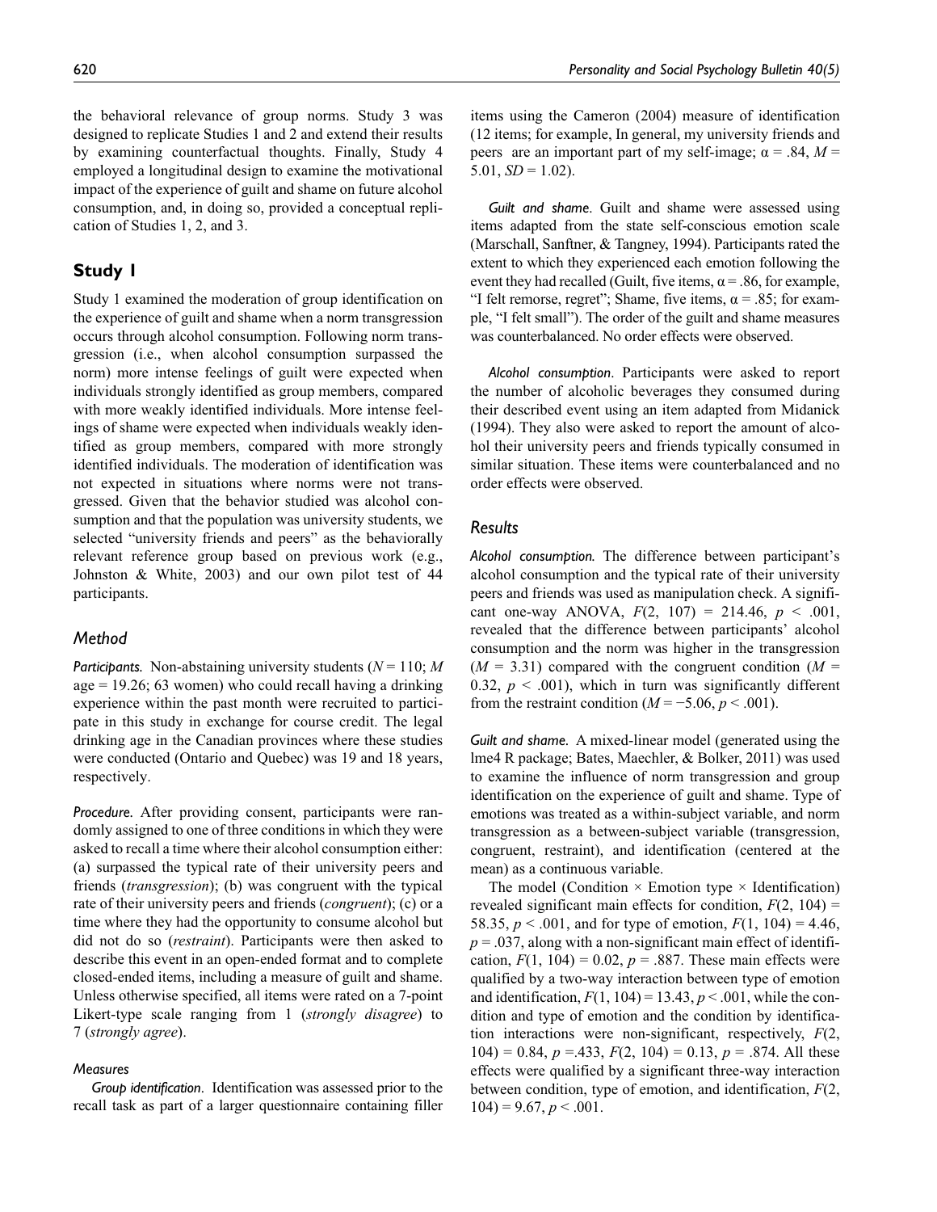the behavioral relevance of group norms. Study 3 was designed to replicate Studies 1 and 2 and extend their results by examining counterfactual thoughts. Finally, Study 4 employed a longitudinal design to examine the motivational impact of the experience of guilt and shame on future alcohol consumption, and, in doing so, provided a conceptual replication of Studies 1, 2, and 3.

## Study 1

Study 1 examined the moderation of group identification on the experience of guilt and shame when a norm transgression occurs through alcohol consumption. Following norm transgression (i.e., when alcohol consumption surpassed the norm) more intense feelings of guilt were expected when individuals strongly identified as group members, compared with more weakly identified individuals. More intense feelings of shame were expected when individuals weakly identified as group members, compared with more strongly identified individuals. The moderation of identification was not expected in situations where norms were not transgressed. Given that the behavior studied was alcohol consumption and that the population was university students, we selected "university friends and peers" as the behaviorally relevant reference group based on previous work (e.g., Johnston & White, 2003) and our own pilot test of 44 participants.

### Method

*Participants.* Non-abstaining university students ($N = 110$; $M$ age = 19.26; 63 women) who could recall having a drinking experience within the past month were recruited to participate in this study in exchange for course credit. The legal drinking age in the Canadian provinces where these studies were conducted (Ontario and Quebec) was 19 and 18 years, respectively.

*Procedure.* After providing consent, participants were randomly assigned to one of three conditions in which they were asked to recall a time where their alcohol consumption either: (a) surpassed the typical rate of their university peers and friends (*transgression*); (b) was congruent with the typical rate of their university peers and friends (*congruent*); (c) or a time where they had the opportunity to consume alcohol but did not do so (*restraint*). Participants were then asked to describe this event in an open-ended format and to complete closed-ended items, including a measure of guilt and shame. Unless otherwise specified, all items were rated on a 7-point Likert-type scale ranging from 1 (*strongly disagree*) to 7 (*strongly agree*).

#### Measures

*Group identification*. Identification was assessed prior to the recall task as part of a larger questionnaire containing filler items using the Cameron (2004) measure of identification (12 items; for example, In general, my university friends and peers are an important part of my self-image; $\alpha = .84$, $M = 5.01$, $SD = 1.02$).

*Guilt and shame*. Guilt and shame were assessed using items adapted from the state self-conscious emotion scale (Marschall, Sanftner, & Tangney, 1994). Participants rated the extent to which they experienced each emotion following the event they had recalled (Guilt, five items, $\alpha = .86$, for example, "I felt remorse, regret"; Shame, five items, $\alpha = .85$; for example, "I felt small"). The order of the guilt and shame measures was counterbalanced. No order effects were observed.

*Alcohol consumption*. Participants were asked to report the number of alcoholic beverages they consumed during their described event using an item adapted from Midanick (1994). They also were asked to report the amount of alcohol their university peers and friends typically consumed in similar situation. These items were counterbalanced and no order effects were observed.

### Results

*Alcohol consumption.* The difference between participant's alcohol consumption and the typical rate of their university peers and friends was used as manipulation check. A significant one-way ANOVA, $F(2, 107) = 214.46$, $p < .001$, revealed that the difference between participants' alcohol consumption and the norm was higher in the transgression ($M = 3.31$) compared with the congruent condition ($M = 0.32$, $p < .001$), which in turn was significantly different from the restraint condition ($M = -5.06$, $p < .001$).

*Guilt and shame.* A mixed-linear model (generated using the lme4 R package; Bates, Maechler, & Bolker, 2011) was used to examine the influence of norm transgression and group identification on the experience of guilt and shame. Type of emotions was treated as a within-subject variable, and norm transgression as a between-subject variable (transgression, congruent, restraint), and identification (centered at the mean) as a continuous variable.

The model (Condition × Emotion type × Identification) revealed significant main effects for condition, $F(2, 104) = 58.35$, $p < .001$, and for type of emotion, $F(1, 104) = 4.46$, $p = .037$, along with a non-significant main effect of identification, $F(1, 104) = 0.02$, $p = .887$. These main effects were qualified by a two-way interaction between type of emotion and identification, $F(1, 104) = 13.43$, $p < .001$, while the condition and type of emotion and the condition by identification interactions were non-significant, respectively, $F(2, 104) = 0.84$, $p = .433$, $F(2, 104) = 0.13$, $p = .874$. All these effects were qualified by a significant three-way interaction between condition, type of emotion, and identification, $F(2, 104) = 9.67$, $p < .001$.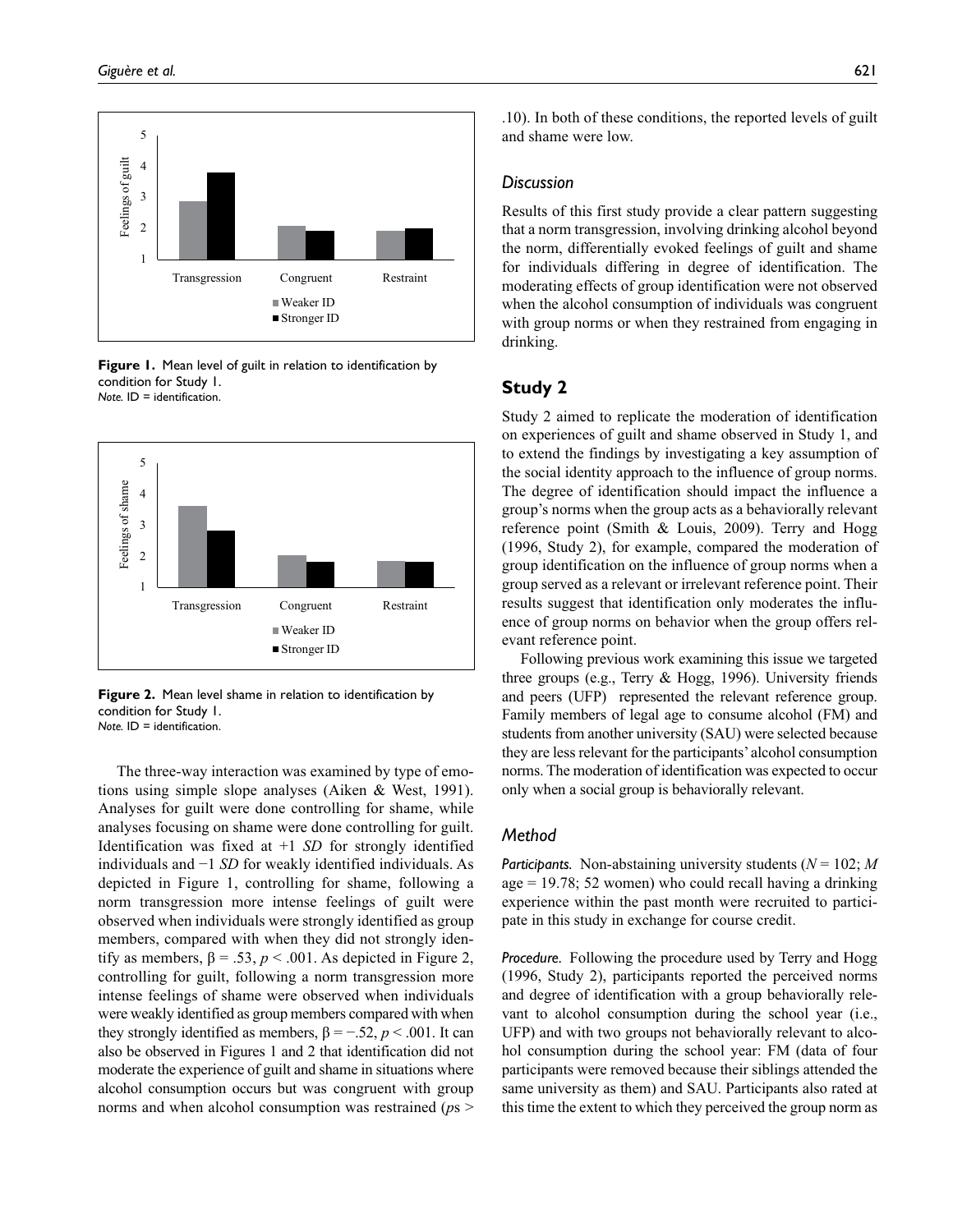Figure 1. Mean level of guilt in relation to identification by condition for Study 1.
*Note.* ID = identification.

Figure 2. Mean level shame in relation to identification by condition for Study 1.
*Note.* ID = identification.

The three-way interaction was examined by type of emotions using simple slope analyses (Aiken & West, 1991). Analyses for guilt were done controlling for shame, while analyses focusing on shame were done controlling for guilt. Identification was fixed at +1 *SD* for strongly identified individuals and −1 *SD* for weakly identified individuals. As depicted in Figure 1, controlling for shame, following a norm transgression more intense feelings of guilt were observed when individuals were strongly identified as group members, compared with when they did not strongly identify as members, $\beta = .53$, $p < .001$. As depicted in Figure 2, controlling for guilt, following a norm transgression more intense feelings of shame were observed when individuals were weakly identified as group members compared with when they strongly identified as members, $\beta = -.52$, $p < .001$. It can also be observed in Figures 1 and 2 that identification did not moderate the experience of guilt and shame in situations where alcohol consumption occurs but was congruent with group norms and when alcohol consumption was restrained (*p*s > .10). In both of these conditions, the reported levels of guilt and shame were low.

### Discussion

Results of this first study provide a clear pattern suggesting that a norm transgression, involving drinking alcohol beyond the norm, differentially evoked feelings of guilt and shame for individuals differing in degree of identification. The moderating effects of group identification were not observed when the alcohol consumption of individuals was congruent with group norms or when they restrained from engaging in drinking.

## Study 2

Study 2 aimed to replicate the moderation of identification on experiences of guilt and shame observed in Study 1, and to extend the findings by investigating a key assumption of the social identity approach to the influence of group norms. The degree of identification should impact the influence a group's norms when the group acts as a behaviorally relevant reference point (Smith & Louis, 2009). Terry and Hogg (1996, Study 2), for example, compared the moderation of group identification on the influence of group norms when a group served as a relevant or irrelevant reference point. Their results suggest that identification only moderates the influence of group norms on behavior when the group offers relevant reference point.

Following previous work examining this issue we targeted three groups (e.g., Terry & Hogg, 1996). University friends and peers (UFP) represented the relevant reference group. Family members of legal age to consume alcohol (FM) and students from another university (SAU) were selected because they are less relevant for the participants' alcohol consumption norms. The moderation of identification was expected to occur only when a social group is behaviorally relevant.

### Method

*Participants.* Non-abstaining university students ($N = 102$; *M* age = 19.78; 52 women) who could recall having a drinking experience within the past month were recruited to participate in this study in exchange for course credit.

*Procedure.* Following the procedure used by Terry and Hogg (1996, Study 2), participants reported the perceived norms and degree of identification with a group behaviorally relevant to alcohol consumption during the school year (i.e., UFP) and with two groups not behaviorally relevant to alcohol consumption during the school year: FM (data of four participants were removed because their siblings attended the same university as them) and SAU. Participants also rated at this time the extent to which they perceived the group norm as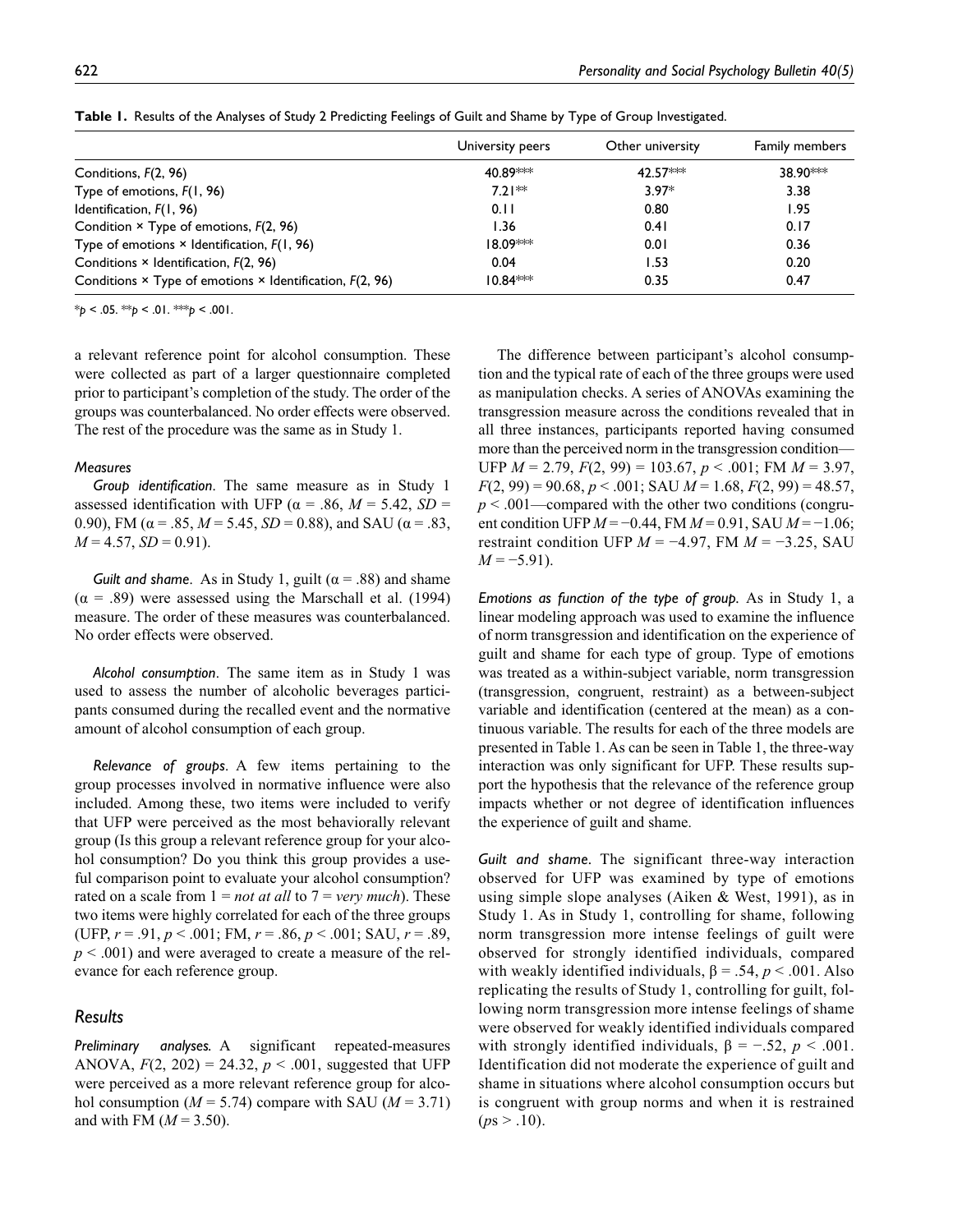**Table 1.** Results of the Analyses of Study 2 Predicting Feelings of Guilt and Shame by Type of Group Investigated.

| | University peers | Other university | Family members |
|---|---|---|---|
| Conditions, $F(2, 96)$ | 40.89*** | 42.57*** | 38.90*** |
| Type of emotions, $F(1, 96)$ | 7.21** | 3.97* | 3.38 |
| Identification, $F(1, 96)$ | 0.11 | 0.80 | 1.95 |
| Condition × Type of emotions, $F(2, 96)$ | 1.36 | 0.41 | 0.17 |
| Type of emotions × Identification, $F(1, 96)$ | 18.09*** | 0.01 | 0.36 |
| Conditions × Identification, $F(2, 96)$ | 0.04 | 1.53 | 0.20 |
| Conditions × Type of emotions × Identification, $F(2, 96)$ | 10.84*** | 0.35 | 0.47 |

*$p < .05$. **$p < .01$. ***$p < .001$.

a relevant reference point for alcohol consumption. These were collected as part of a larger questionnaire completed prior to participant's completion of the study. The order of the groups was counterbalanced. No order effects were observed. The rest of the procedure was the same as in Study 1.

### Measures

*Group identification*. The same measure as in Study 1 assessed identification with UFP ($\alpha = .86$, $M = 5.42$, $SD = 0.90$), FM ($\alpha = .85$, $M = 5.45$, $SD = 0.88$), and SAU ($\alpha = .83$, $M = 4.57$, $SD = 0.91$).

*Guilt and shame*. As in Study 1, guilt ($\alpha = .88$) and shame ($\alpha = .89$) were assessed using the Marschall et al. (1994) measure. The order of these measures was counterbalanced. No order effects were observed.

*Alcohol consumption*. The same item as in Study 1 was used to assess the number of alcoholic beverages participants consumed during the recalled event and the normative amount of alcohol consumption of each group.

*Relevance of groups*. A few items pertaining to the group processes involved in normative influence were also included. Among these, two items were included to verify that UFP were perceived as the most behaviorally relevant group (Is this group a relevant reference group for your alcohol consumption? Do you think this group provides a useful comparison point to evaluate your alcohol consumption? rated on a scale from 1 = *not at all* to 7 = *very much*). These two items were highly correlated for each of the three groups (UFP, $r = .91$, $p < .001$; FM, $r = .86$, $p < .001$; SAU, $r = .89$, $p < .001$) and were averaged to create a measure of the relevance for each reference group.

## Results

*Preliminary analyses.* A significant repeated-measures ANOVA, $F(2, 202) = 24.32$, $p < .001$, suggested that UFP were perceived as a more relevant reference group for alcohol consumption ($M = 5.74$) compare with SAU ($M = 3.71$) and with FM ($M = 3.50$).

The difference between participant's alcohol consumption and the typical rate of each of the three groups were used as manipulation checks. A series of ANOVAs examining the transgression measure across the conditions revealed that in all three instances, participants reported having consumed more than the perceived norm in the transgression condition—UFP $M = 2.79$, $F(2, 99) = 103.67$, $p < .001$; FM $M = 3.97$, $F(2, 99) = 90.68$, $p < .001$; SAU $M = 1.68$, $F(2, 99) = 48.57$, $p < .001$—compared with the other two conditions (congruent condition UFP $M = -0.44$, FM $M = 0.91$, SAU $M = -1.06$; restraint condition UFP $M = -4.97$, FM $M = -3.25$, SAU $M = -5.91$).

*Emotions as function of the type of group.* As in Study 1, a linear modeling approach was used to examine the influence of norm transgression and identification on the experience of guilt and shame for each type of group. Type of emotions was treated as a within-subject variable, norm transgression (transgression, congruent, restraint) as a between-subject variable and identification (centered at the mean) as a continuous variable. The results for each of the three models are presented in Table 1. As can be seen in Table 1, the three-way interaction was only significant for UFP. These results support the hypothesis that the relevance of the reference group impacts whether or not degree of identification influences the experience of guilt and shame.

*Guilt and shame.* The significant three-way interaction observed for UFP was examined by type of emotions using simple slope analyses (Aiken & West, 1991), as in Study 1. As in Study 1, controlling for shame, following norm transgression more intense feelings of guilt were observed for strongly identified individuals, compared with weakly identified individuals, $\beta = .54$, $p < .001$. Also replicating the results of Study 1, controlling for guilt, following norm transgression more intense feelings of shame were observed for weakly identified individuals compared with strongly identified individuals, $\beta = -.52$, $p < .001$. Identification did not moderate the experience of guilt and shame in situations where alcohol consumption occurs but is congruent with group norms and when it is restrained ($p$s > .10).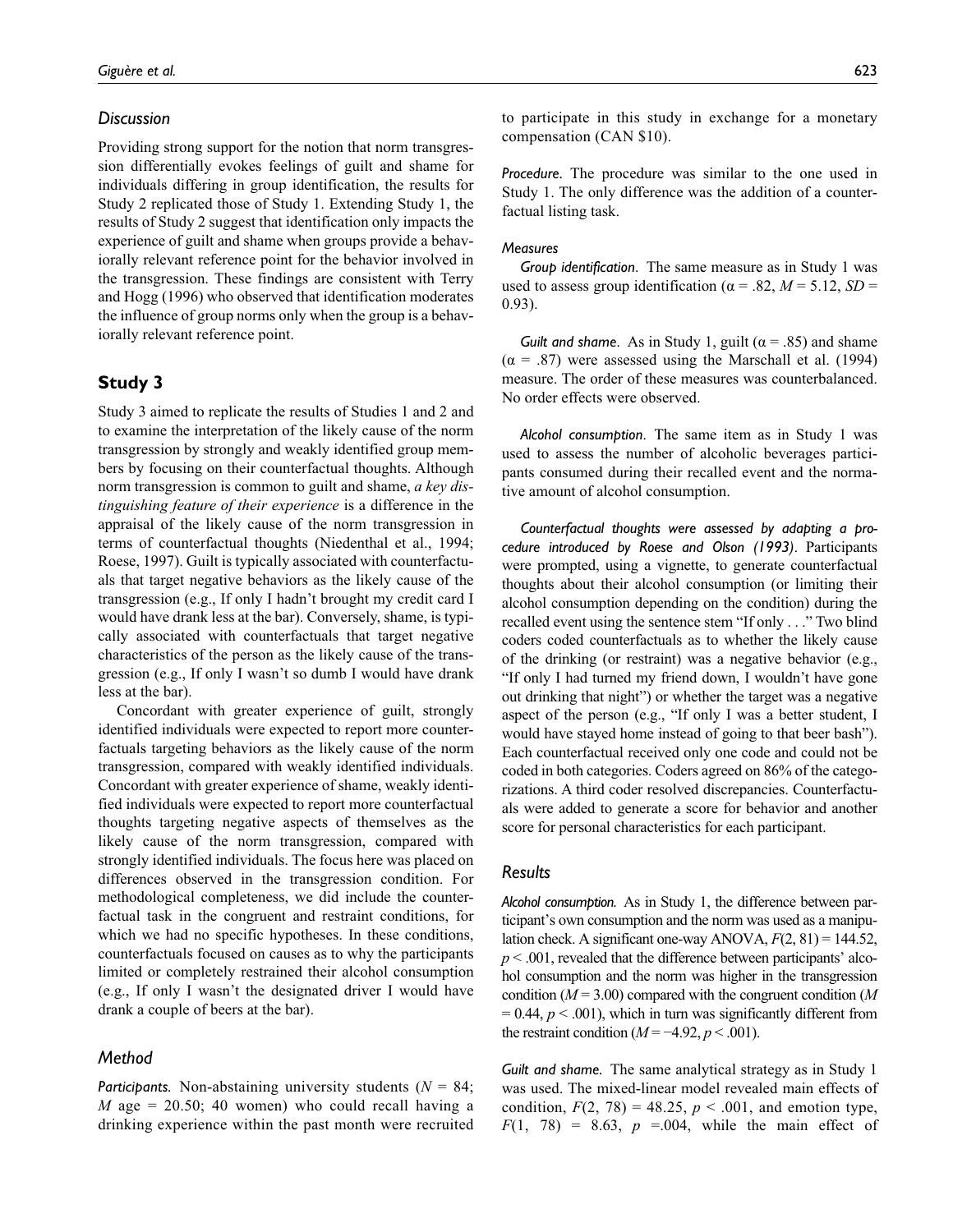### Discussion

Providing strong support for the notion that norm transgression differentially evokes feelings of guilt and shame for individuals differing in group identification, the results for Study 2 replicated those of Study 1. Extending Study 1, the results of Study 2 suggest that identification only impacts the experience of guilt and shame when groups provide a behaviorally relevant reference point for the behavior involved in the transgression. These findings are consistent with Terry and Hogg (1996) who observed that identification moderates the influence of group norms only when the group is a behaviorally relevant reference point.

## Study 3

Study 3 aimed to replicate the results of Studies 1 and 2 and to examine the interpretation of the likely cause of the norm transgression by strongly and weakly identified group members by focusing on their counterfactual thoughts. Although norm transgression is common to guilt and shame, *a key distinguishing feature of their experience* is a difference in the appraisal of the likely cause of the norm transgression in terms of counterfactual thoughts (Niedenthal et al., 1994; Roese, 1997). Guilt is typically associated with counterfactuals that target negative behaviors as the likely cause of the transgression (e.g., If only I hadn't brought my credit card I would have drank less at the bar). Conversely, shame, is typically associated with counterfactuals that target negative characteristics of the person as the likely cause of the transgression (e.g., If only I wasn't so dumb I would have drank less at the bar).

Concordant with greater experience of guilt, strongly identified individuals were expected to report more counterfactuals targeting behaviors as the likely cause of the norm transgression, compared with weakly identified individuals. Concordant with greater experience of shame, weakly identified individuals were expected to report more counterfactual thoughts targeting negative aspects of themselves as the likely cause of the norm transgression, compared with strongly identified individuals. The focus here was placed on differences observed in the transgression condition. For methodological completeness, we did include the counterfactual task in the congruent and restraint conditions, for which we had no specific hypotheses. In these conditions, counterfactuals focused on causes as to why the participants limited or completely restrained their alcohol consumption (e.g., If only I wasn't the designated driver I would have drank a couple of beers at the bar).

### Method

*Participants.* Non-abstaining university students ($N$ = 84; $M$ age = 20.50; 40 women) who could recall having a drinking experience within the past month were recruited to participate in this study in exchange for a monetary compensation (CAN $10).

*Procedure.* The procedure was similar to the one used in Study 1. The only difference was the addition of a counterfactual listing task.

#### Measures

*Group identification*. The same measure as in Study 1 was used to assess group identification ($\alpha$ = .82, $M$ = 5.12, $SD$ = 0.93).

*Guilt and shame*. As in Study 1, guilt ($\alpha$ = .85) and shame ($\alpha$ = .87) were assessed using the Marschall et al. (1994) measure. The order of these measures was counterbalanced. No order effects were observed.

*Alcohol consumption*. The same item as in Study 1 was used to assess the number of alcoholic beverages participants consumed during their recalled event and the normative amount of alcohol consumption.

*Counterfactual thoughts were assessed by adapting a procedure introduced by Roese and Olson (1993)*. Participants were prompted, using a vignette, to generate counterfactual thoughts about their alcohol consumption (or limiting their alcohol consumption depending on the condition) during the recalled event using the sentence stem "If only . . ." Two blind coders coded counterfactuals as to whether the likely cause of the drinking (or restraint) was a negative behavior (e.g., "If only I had turned my friend down, I wouldn't have gone out drinking that night") or whether the target was a negative aspect of the person (e.g., "If only I was a better student, I would have stayed home instead of going to that beer bash"). Each counterfactual received only one code and could not be coded in both categories. Coders agreed on 86% of the categorizations. A third coder resolved discrepancies. Counterfactuals were added to generate a score for behavior and another score for personal characteristics for each participant.

### Results

*Alcohol consumption.* As in Study 1, the difference between participant's own consumption and the norm was used as a manipulation check. A significant one-way ANOVA, $F(2, 81) = 144.52$, $p < .001$, revealed that the difference between participants' alcohol consumption and the norm was higher in the transgression condition ($M = 3.00$) compared with the congruent condition ($M = 0.44$, $p < .001$), which in turn was significantly different from the restraint condition ($M = -4.92$, $p < .001$).

*Guilt and shame.* The same analytical strategy as in Study 1 was used. The mixed-linear model revealed main effects of condition, $F(2, 78) = 48.25$, $p < .001$, and emotion type, $F(1, 78) = 8.63$, $p = .004$, while the main effect of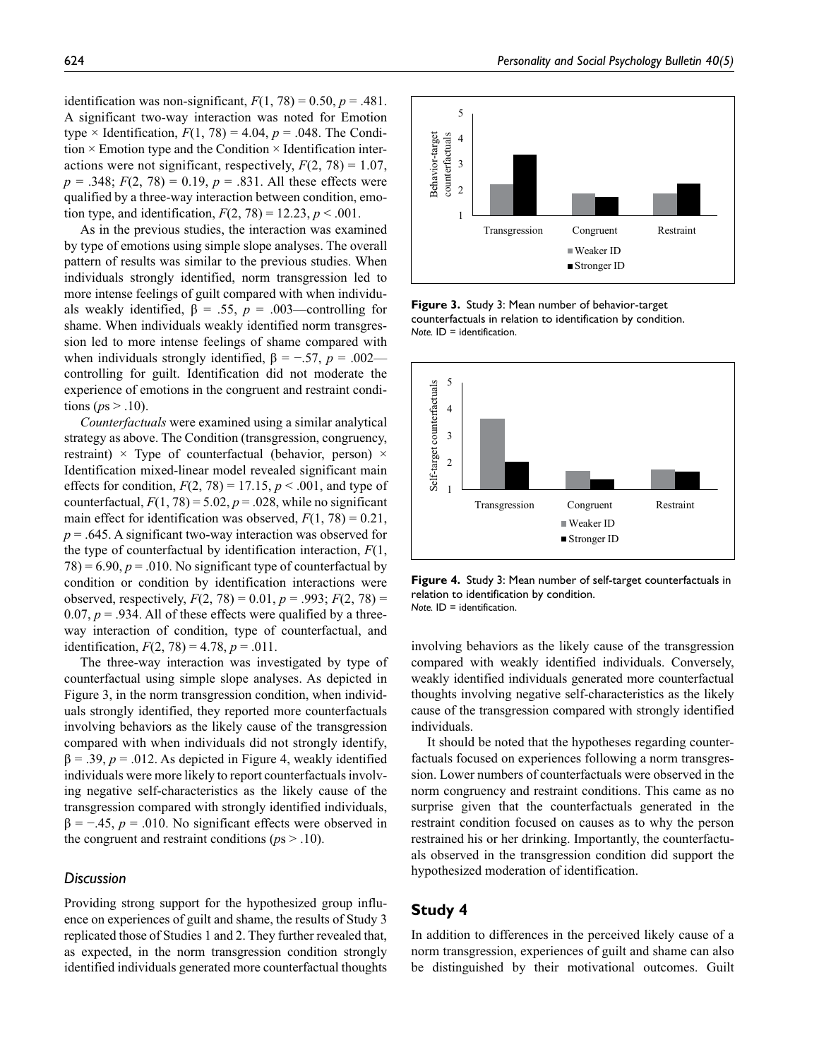identification was non-significant, $F(1, 78) = 0.50$, $p = .481$. A significant two-way interaction was noted for Emotion type × Identification, $F(1, 78) = 4.04$, $p = .048$. The Condition × Emotion type and the Condition × Identification interactions were not significant, respectively, $F(2, 78) = 1.07$, $p = .348$; $F(2, 78) = 0.19$, $p = .831$. All these effects were qualified by a three-way interaction between condition, emotion type, and identification, $F(2, 78) = 12.23$, $p < .001$.

As in the previous studies, the interaction was examined by type of emotions using simple slope analyses. The overall pattern of results was similar to the previous studies. When individuals strongly identified, norm transgression led to more intense feelings of guilt compared with when individuals weakly identified, $\beta = .55$, $p = .003$—controlling for shame. When individuals weakly identified norm transgression led to more intense feelings of shame compared with when individuals strongly identified, $\beta = -.57$, $p = .002$—controlling for guilt. Identification did not moderate the experience of emotions in the congruent and restraint conditions ($p$s > .10).

*Counterfactuals* were examined using a similar analytical strategy as above. The Condition (transgression, congruency, restraint) × Type of counterfactual (behavior, person) × Identification mixed-linear model revealed significant main effects for condition, $F(2, 78) = 17.15$, $p < .001$, and type of counterfactual, $F(1, 78) = 5.02$, $p = .028$, while no significant main effect for identification was observed, $F(1, 78) = 0.21$, $p = .645$. A significant two-way interaction was observed for the type of counterfactual by identification interaction, $F(1, 78) = 6.90$, $p = .010$. No significant type of counterfactual by condition or condition by identification interactions were observed, respectively, $F(2, 78) = 0.01$, $p = .993$; $F(2, 78) = 0.07$, $p = .934$. All of these effects were qualified by a three-way interaction of condition, type of counterfactual, and identification, $F(2, 78) = 4.78$, $p = .011$.

The three-way interaction was investigated by type of counterfactual using simple slope analyses. As depicted in Figure 3, in the norm transgression condition, when individuals strongly identified, they reported more counterfactuals involving behaviors as the likely cause of the transgression compared with when individuals did not strongly identify, $\beta = .39$, $p = .012$. As depicted in Figure 4, weakly identified individuals were more likely to report counterfactuals involving negative self-characteristics as the likely cause of the transgression compared with strongly identified individuals, $\beta = -.45$, $p = .010$. No significant effects were observed in the congruent and restraint conditions ($p$s > .10).

**Figure 3.** Study 3: Mean number of behavior-target counterfactuals in relation to identification by condition.
*Note.* ID = identification.

**Figure 4.** Study 3: Mean number of self-target counterfactuals in relation to identification by condition.
*Note.* ID = identification.

### Discussion

Providing strong support for the hypothesized group influence on experiences of guilt and shame, the results of Study 3 replicated those of Studies 1 and 2. They further revealed that, as expected, in the norm transgression condition strongly identified individuals generated more counterfactual thoughts involving behaviors as the likely cause of the transgression compared with weakly identified individuals. Conversely, weakly identified individuals generated more counterfactual thoughts involving negative self-characteristics as the likely cause of the transgression compared with strongly identified individuals.

It should be noted that the hypotheses regarding counterfactuals focused on experiences following a norm transgression. Lower numbers of counterfactuals were observed in the norm congruency and restraint conditions. This came as no surprise given that the counterfactuals generated in the restraint condition focused on causes as to why the person restrained his or her drinking. Importantly, the counterfactuals observed in the transgression condition did support the hypothesized moderation of identification.

## Study 4

In addition to differences in the perceived likely cause of a norm transgression, experiences of guilt and shame can also be distinguished by their motivational outcomes. Guilt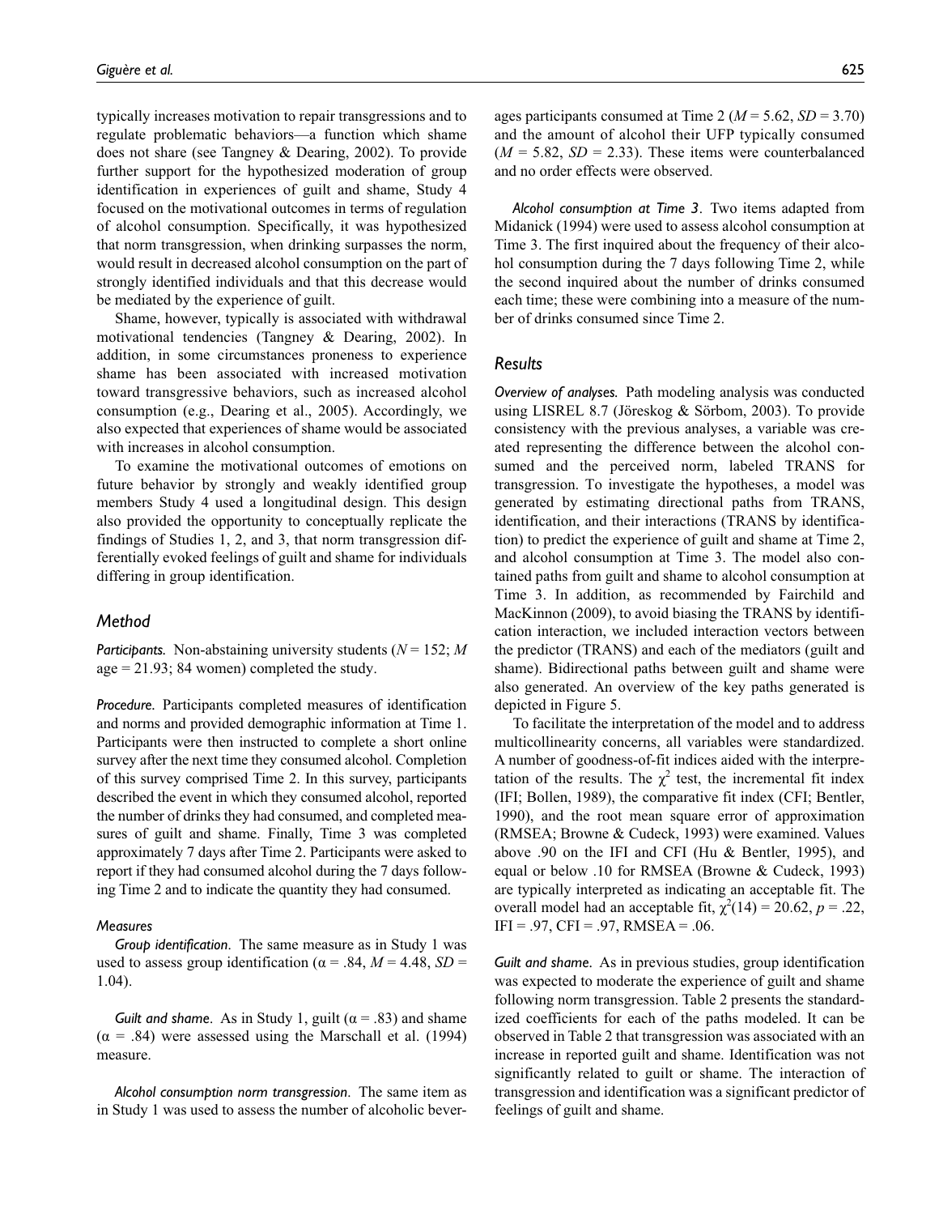typically increases motivation to repair transgressions and to regulate problematic behaviors—a function which shame does not share (see Tangney & Dearing, 2002). To provide further support for the hypothesized moderation of group identification in experiences of guilt and shame, Study 4 focused on the motivational outcomes in terms of regulation of alcohol consumption. Specifically, it was hypothesized that norm transgression, when drinking surpasses the norm, would result in decreased alcohol consumption on the part of strongly identified individuals and that this decrease would be mediated by the experience of guilt.

Shame, however, typically is associated with withdrawal motivational tendencies (Tangney & Dearing, 2002). In addition, in some circumstances proneness to experience shame has been associated with increased motivation toward transgressive behaviors, such as increased alcohol consumption (e.g., Dearing et al., 2005). Accordingly, we also expected that experiences of shame would be associated with increases in alcohol consumption.

To examine the motivational outcomes of emotions on future behavior by strongly and weakly identified group members Study 4 used a longitudinal design. This design also provided the opportunity to conceptually replicate the findings of Studies 1, 2, and 3, that norm transgression differentially evoked feelings of guilt and shame for individuals differing in group identification.

## Method

***Participants.*** Non-abstaining university students ($N = 152$; $M$ age = 21.93; 84 women) completed the study.

***Procedure.*** Participants completed measures of identification and norms and provided demographic information at Time 1. Participants were then instructed to complete a short online survey after the next time they consumed alcohol. Completion of this survey comprised Time 2. In this survey, participants described the event in which they consumed alcohol, reported the number of drinks they had consumed, and completed measures of guilt and shame. Finally, Time 3 was completed approximately 7 days after Time 2. Participants were asked to report if they had consumed alcohol during the 7 days following Time 2 and to indicate the quantity they had consumed.

### Measures

*Group identification*. The same measure as in Study 1 was used to assess group identification ($\alpha = .84$, $M = 4.48$, $SD = 1.04$).

*Guilt and shame*. As in Study 1, guilt ($\alpha = .83$) and shame ($\alpha = .84$) were assessed using the Marschall et al. (1994) measure.

*Alcohol consumption norm transgression*. The same item as in Study 1 was used to assess the number of alcoholic beverages participants consumed at Time 2 ($M = 5.62$, $SD = 3.70$) and the amount of alcohol their UFP typically consumed ($M = 5.82$, $SD = 2.33$). These items were counterbalanced and no order effects were observed.

*Alcohol consumption at Time 3*. Two items adapted from Midanick (1994) were used to assess alcohol consumption at Time 3. The first inquired about the frequency of their alcohol consumption during the 7 days following Time 2, while the second inquired about the number of drinks consumed each time; these were combining into a measure of the number of drinks consumed since Time 2.

## Results

***Overview of analyses.*** Path modeling analysis was conducted using LISREL 8.7 (Jöreskog & Sörbom, 2003). To provide consistency with the previous analyses, a variable was created representing the difference between the alcohol consumed and the perceived norm, labeled TRANS for transgression. To investigate the hypotheses, a model was generated by estimating directional paths from TRANS, identification, and their interactions (TRANS by identification) to predict the experience of guilt and shame at Time 2, and alcohol consumption at Time 3. The model also contained paths from guilt and shame to alcohol consumption at Time 3. In addition, as recommended by Fairchild and MacKinnon (2009), to avoid biasing the TRANS by identification interaction, we included interaction vectors between the predictor (TRANS) and each of the mediators (guilt and shame). Bidirectional paths between guilt and shame were also generated. An overview of the key paths generated is depicted in Figure 5.

To facilitate the interpretation of the model and to address multicollinearity concerns, all variables were standardized. A number of goodness-of-fit indices aided with the interpretation of the results. The $\chi^2$ test, the incremental fit index (IFI; Bollen, 1989), the comparative fit index (CFI; Bentler, 1990), and the root mean square error of approximation (RMSEA; Browne & Cudeck, 1993) were examined. Values above .90 on the IFI and CFI (Hu & Bentler, 1995), and equal or below .10 for RMSEA (Browne & Cudeck, 1993) are typically interpreted as indicating an acceptable fit. The overall model had an acceptable fit, $\chi^2(14) = 20.62$, $p = .22$, IFI = .97, CFI = .97, RMSEA = .06.

***Guilt and shame.*** As in previous studies, group identification was expected to moderate the experience of guilt and shame following norm transgression. Table 2 presents the standardized coefficients for each of the paths modeled. It can be observed in Table 2 that transgression was associated with an increase in reported guilt and shame. Identification was not significantly related to guilt or shame. The interaction of transgression and identification was a significant predictor of feelings of guilt and shame.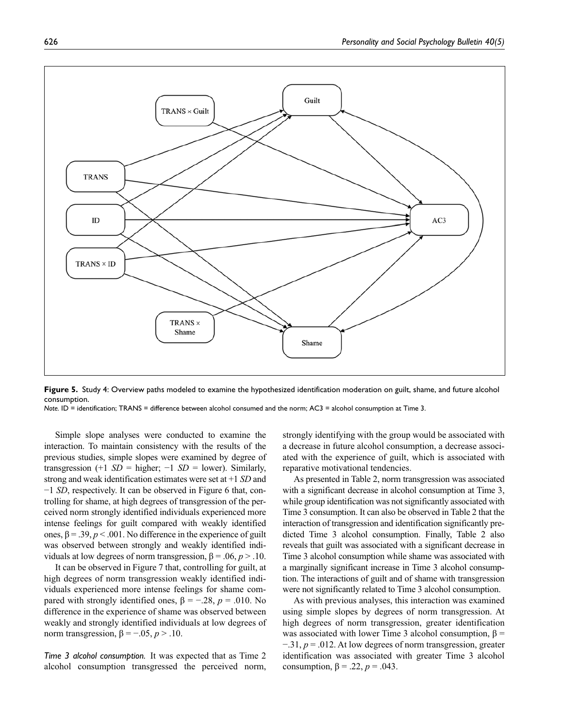**Figure 5.** Study 4: Overview paths modeled to examine the hypothesized identification moderation on guilt, shame, and future alcohol consumption.

*Note.* ID = identification; TRANS = difference between alcohol consumed and the norm; AC3 = alcohol consumption at Time 3.

Simple slope analyses were conducted to examine the interaction. To maintain consistency with the results of the previous studies, simple slopes were examined by degree of transgression (+1 *SD* = higher; −1 *SD* = lower). Similarly, strong and weak identification estimates were set at +1 *SD* and −1 *SD*, respectively. It can be observed in Figure 6 that, controlling for shame, at high degrees of transgression of the perceived norm strongly identified individuals experienced more intense feelings for guilt compared with weakly identified ones, $\beta = .39$, $p < .001$. No difference in the experience of guilt was observed between strongly and weakly identified individuals at low degrees of norm transgression, $\beta = .06$, $p > .10$.

It can be observed in Figure 7 that, controlling for guilt, at high degrees of norm transgression weakly identified individuals experienced more intense feelings for shame compared with strongly identified ones, $\beta = -.28$, $p = .010$. No difference in the experience of shame was observed between weakly and strongly identified individuals at low degrees of norm transgression, $\beta = -.05$, $p > .10$.

*Time 3 alcohol consumption.* It was expected that as Time 2 alcohol consumption transgressed the perceived norm, strongly identifying with the group would be associated with a decrease in future alcohol consumption, a decrease associated with the experience of guilt, which is associated with reparative motivational tendencies.

As presented in Table 2, norm transgression was associated with a significant decrease in alcohol consumption at Time 3, while group identification was not significantly associated with Time 3 consumption. It can also be observed in Table 2 that the interaction of transgression and identification significantly predicted Time 3 alcohol consumption. Finally, Table 2 also reveals that guilt was associated with a significant decrease in Time 3 alcohol consumption while shame was associated with a marginally significant increase in Time 3 alcohol consumption. The interactions of guilt and of shame with transgression were not significantly related to Time 3 alcohol consumption.

As with previous analyses, this interaction was examined using simple slopes by degrees of norm transgression. At high degrees of norm transgression, greater identification was associated with lower Time 3 alcohol consumption, $\beta = -.31$, $p = .012$. At low degrees of norm transgression, greater identification was associated with greater Time 3 alcohol consumption, $\beta = .22$, $p = .043$.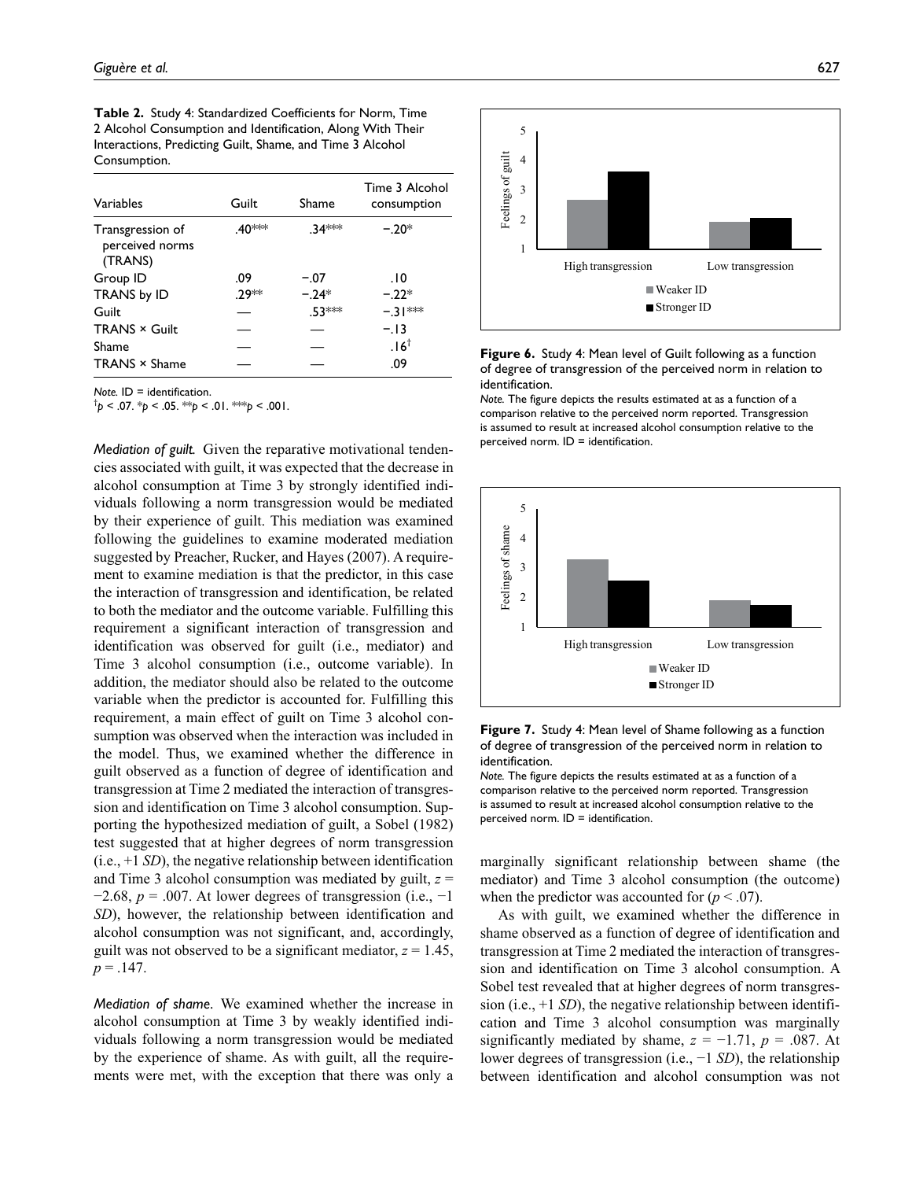**Table 2.** Study 4: Standardized Coefficients for Norm, Time 2 Alcohol Consumption and Identification, Along With Their Interactions, Predicting Guilt, Shame, and Time 3 Alcohol Consumption.

| Variables | Guilt | Shame | Time 3 Alcohol consumption |
|---|---|---|---|
| Transgression of perceived norms (TRANS) | .40*** | .34*** | −.20* |
| Group ID | .09 | −.07 | .10 |
| TRANS by ID | .29** | −.24* | −.22* |
| Guilt | — | .53*** | −.31*** |
| TRANS × Guilt | — | — | −.13 |
| Shame | — | — | .16[†] |
| TRANS × Shame | — | — | .09 |

*Note.* ID = identification.
[†]$p < .07$. *$p < .05$. **$p < .01$. ***$p < .001$.

*Mediation of guilt.* Given the reparative motivational tendencies associated with guilt, it was expected that the decrease in alcohol consumption at Time 3 by strongly identified individuals following a norm transgression would be mediated by their experience of guilt. This mediation was examined following the guidelines to examine moderated mediation suggested by Preacher, Rucker, and Hayes (2007). A requirement to examine mediation is that the predictor, in this case the interaction of transgression and identification, be related to both the mediator and the outcome variable. Fulfilling this requirement a significant interaction of transgression and identification was observed for guilt (i.e., mediator) and Time 3 alcohol consumption (i.e., outcome variable). In addition, the mediator should also be related to the outcome variable when the predictor is accounted for. Fulfilling this requirement, a main effect of guilt on Time 3 alcohol consumption was observed when the interaction was included in the model. Thus, we examined whether the difference in guilt observed as a function of degree of identification and transgression at Time 2 mediated the interaction of transgression and identification on Time 3 alcohol consumption. Supporting the hypothesized mediation of guilt, a Sobel (1982) test suggested that at higher degrees of norm transgression (i.e., +1 *SD*), the negative relationship between identification and Time 3 alcohol consumption was mediated by guilt, $z = -2.68$, $p = .007$. At lower degrees of transgression (i.e., −1 *SD*), however, the relationship between identification and alcohol consumption was not significant, and, accordingly, guilt was not observed to be a significant mediator, $z = 1.45$, $p = .147$.

*Mediation of shame.* We examined whether the increase in alcohol consumption at Time 3 by weakly identified individuals following a norm transgression would be mediated by the experience of shame. As with guilt, all the requirements were met, with the exception that there was only a marginally significant relationship between shame (the mediator) and Time 3 alcohol consumption (the outcome) when the predictor was accounted for ($p < .07$).

As with guilt, we examined whether the difference in shame observed as a function of degree of identification and transgression at Time 2 mediated the interaction of transgression and identification on Time 3 alcohol consumption. A Sobel test revealed that at higher degrees of norm transgression (i.e., +1 *SD*), the negative relationship between identification and Time 3 alcohol consumption was marginally significantly mediated by shame, $z = -1.71$, $p = .087$. At lower degrees of transgression (i.e., −1 *SD*), the relationship between identification and alcohol consumption was not

**Figure 6.** Study 4: Mean level of Guilt following as a function of degree of transgression of the perceived norm in relation to identification.

*Note.* The figure depicts the results estimated at as a function of a comparison relative to the perceived norm reported. Transgression is assumed to result at increased alcohol consumption relative to the perceived norm. ID = identification.

**Figure 7.** Study 4: Mean level of Shame following as a function of degree of transgression of the perceived norm in relation to identification.

*Note.* The figure depicts the results estimated at as a function of a comparison relative to the perceived norm reported. Transgression is assumed to result at increased alcohol consumption relative to the perceived norm. ID = identification.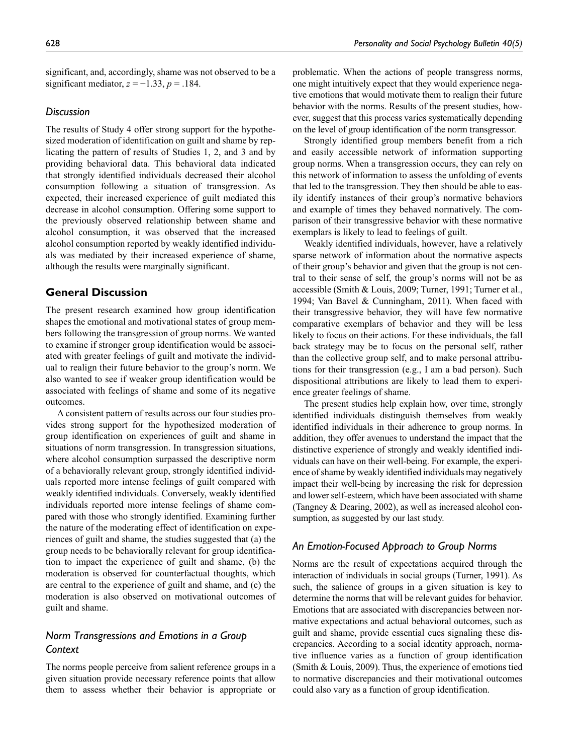significant, and, accordingly, shame was not observed to be a significant mediator, $z = -1.33$, $p = .184$.

### *Discussion*

The results of Study 4 offer strong support for the hypothesized moderation of identification on guilt and shame by replicating the pattern of results of Studies 1, 2, and 3 and by providing behavioral data. This behavioral data indicated that strongly identified individuals decreased their alcohol consumption following a situation of transgression. As expected, their increased experience of guilt mediated this decrease in alcohol consumption. Offering some support to the previously observed relationship between shame and alcohol consumption, it was observed that the increased alcohol consumption reported by weakly identified individuals was mediated by their increased experience of shame, although the results were marginally significant.

## General Discussion

The present research examined how group identification shapes the emotional and motivational states of group members following the transgression of group norms. We wanted to examine if stronger group identification would be associated with greater feelings of guilt and motivate the individual to realign their future behavior to the group's norm. We also wanted to see if weaker group identification would be associated with feelings of shame and some of its negative outcomes.

A consistent pattern of results across our four studies provides strong support for the hypothesized moderation of group identification on experiences of guilt and shame in situations of norm transgression. In transgression situations, where alcohol consumption surpassed the descriptive norm of a behaviorally relevant group, strongly identified individuals reported more intense feelings of guilt compared with weakly identified individuals. Conversely, weakly identified individuals reported more intense feelings of shame compared with those who strongly identified. Examining further the nature of the moderating effect of identification on experiences of guilt and shame, the studies suggested that (a) the group needs to be behaviorally relevant for group identification to impact the experience of guilt and shame, (b) the moderation is observed for counterfactual thoughts, which are central to the experience of guilt and shame, and (c) the moderation is also observed on motivational outcomes of guilt and shame.

### *Norm Transgressions and Emotions in a Group Context*

The norms people perceive from salient reference groups in a given situation provide necessary reference points that allow them to assess whether their behavior is appropriate or problematic. When the actions of people transgress norms, one might intuitively expect that they would experience negative emotions that would motivate them to realign their future behavior with the norms. Results of the present studies, however, suggest that this process varies systematically depending on the level of group identification of the norm transgressor.

Strongly identified group members benefit from a rich and easily accessible network of information supporting group norms. When a transgression occurs, they can rely on this network of information to assess the unfolding of events that led to the transgression. They then should be able to easily identify instances of their group's normative behaviors and example of times they behaved normatively. The comparison of their transgressive behavior with these normative exemplars is likely to lead to feelings of guilt.

Weakly identified individuals, however, have a relatively sparse network of information about the normative aspects of their group's behavior and given that the group is not central to their sense of self, the group's norms will not be as accessible (Smith & Louis, 2009; Turner, 1991; Turner et al., 1994; Van Bavel & Cunningham, 2011). When faced with their transgressive behavior, they will have few normative comparative exemplars of behavior and they will be less likely to focus on their actions. For these individuals, the fall back strategy may be to focus on the personal self, rather than the collective group self, and to make personal attributions for their transgression (e.g., I am a bad person). Such dispositional attributions are likely to lead them to experience greater feelings of shame.

The present studies help explain how, over time, strongly identified individuals distinguish themselves from weakly identified individuals in their adherence to group norms. In addition, they offer avenues to understand the impact that the distinctive experience of strongly and weakly identified individuals can have on their well-being. For example, the experience of shame by weakly identified individuals may negatively impact their well-being by increasing the risk for depression and lower self-esteem, which have been associated with shame (Tangney & Dearing, 2002), as well as increased alcohol consumption, as suggested by our last study.

### *An Emotion-Focused Approach to Group Norms*

Norms are the result of expectations acquired through the interaction of individuals in social groups (Turner, 1991). As such, the salience of groups in a given situation is key to determine the norms that will be relevant guides for behavior. Emotions that are associated with discrepancies between normative expectations and actual behavioral outcomes, such as guilt and shame, provide essential cues signaling these discrepancies. According to a social identity approach, normative influence varies as a function of group identification (Smith & Louis, 2009). Thus, the experience of emotions tied to normative discrepancies and their motivational outcomes could also vary as a function of group identification.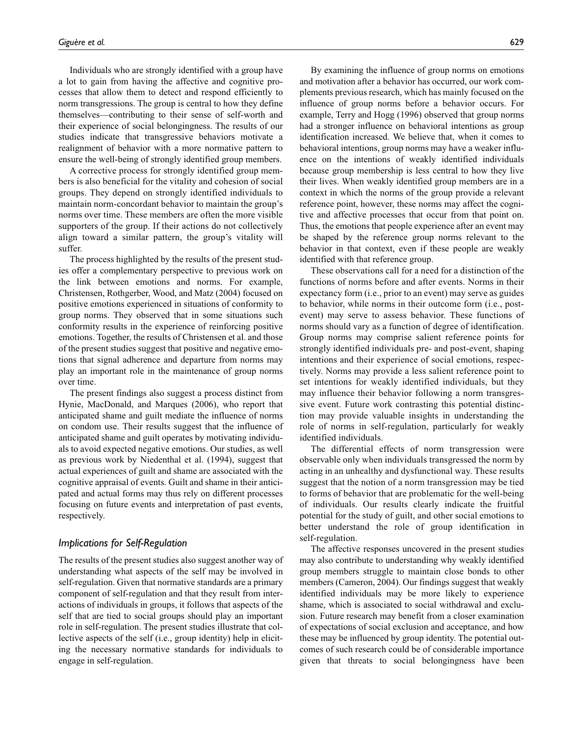Individuals who are strongly identified with a group have a lot to gain from having the affective and cognitive processes that allow them to detect and respond efficiently to norm transgressions. The group is central to how they define themselves—contributing to their sense of self-worth and their experience of social belongingness. The results of our studies indicate that transgressive behaviors motivate a realignment of behavior with a more normative pattern to ensure the well-being of strongly identified group members.

A corrective process for strongly identified group members is also beneficial for the vitality and cohesion of social groups. They depend on strongly identified individuals to maintain norm-concordant behavior to maintain the group's norms over time. These members are often the more visible supporters of the group. If their actions do not collectively align toward a similar pattern, the group's vitality will suffer.

The process highlighted by the results of the present studies offer a complementary perspective to previous work on the link between emotions and norms. For example, Christensen, Rothgerber, Wood, and Matz (2004) focused on positive emotions experienced in situations of conformity to group norms. They observed that in some situations such conformity results in the experience of reinforcing positive emotions. Together, the results of Christensen et al. and those of the present studies suggest that positive and negative emotions that signal adherence and departure from norms may play an important role in the maintenance of group norms over time.

The present findings also suggest a process distinct from Hynie, MacDonald, and Marques (2006), who report that anticipated shame and guilt mediate the influence of norms on condom use. Their results suggest that the influence of anticipated shame and guilt operates by motivating individuals to avoid expected negative emotions. Our studies, as well as previous work by Niedenthal et al. (1994), suggest that actual experiences of guilt and shame are associated with the cognitive appraisal of events. Guilt and shame in their anticipated and actual forms may thus rely on different processes focusing on future events and interpretation of past events, respectively.

## *Implications for Self-Regulation*

The results of the present studies also suggest another way of understanding what aspects of the self may be involved in self-regulation. Given that normative standards are a primary component of self-regulation and that they result from interactions of individuals in groups, it follows that aspects of the self that are tied to social groups should play an important role in self-regulation. The present studies illustrate that collective aspects of the self (i.e., group identity) help in eliciting the necessary normative standards for individuals to engage in self-regulation.

By examining the influence of group norms on emotions and motivation after a behavior has occurred, our work complements previous research, which has mainly focused on the influence of group norms before a behavior occurs. For example, Terry and Hogg (1996) observed that group norms had a stronger influence on behavioral intentions as group identification increased. We believe that, when it comes to behavioral intentions, group norms may have a weaker influence on the intentions of weakly identified individuals because group membership is less central to how they live their lives. When weakly identified group members are in a context in which the norms of the group provide a relevant reference point, however, these norms may affect the cognitive and affective processes that occur from that point on. Thus, the emotions that people experience after an event may be shaped by the reference group norms relevant to the behavior in that context, even if these people are weakly identified with that reference group.

These observations call for a need for a distinction of the functions of norms before and after events. Norms in their expectancy form (i.e., prior to an event) may serve as guides to behavior, while norms in their outcome form (i.e., post-event) may serve to assess behavior. These functions of norms should vary as a function of degree of identification. Group norms may comprise salient reference points for strongly identified individuals pre- and post-event, shaping intentions and their experience of social emotions, respectively. Norms may provide a less salient reference point to set intentions for weakly identified individuals, but they may influence their behavior following a norm transgressive event. Future work contrasting this potential distinction may provide valuable insights in understanding the role of norms in self-regulation, particularly for weakly identified individuals.

The differential effects of norm transgression were observable only when individuals transgressed the norm by acting in an unhealthy and dysfunctional way. These results suggest that the notion of a norm transgression may be tied to forms of behavior that are problematic for the well-being of individuals. Our results clearly indicate the fruitful potential for the study of guilt, and other social emotions to better understand the role of group identification in self-regulation.

The affective responses uncovered in the present studies may also contribute to understanding why weakly identified group members struggle to maintain close bonds to other members (Cameron, 2004). Our findings suggest that weakly identified individuals may be more likely to experience shame, which is associated to social withdrawal and exclusion. Future research may benefit from a closer examination of expectations of social exclusion and acceptance, and how these may be influenced by group identity. The potential outcomes of such research could be of considerable importance given that threats to social belongingness have been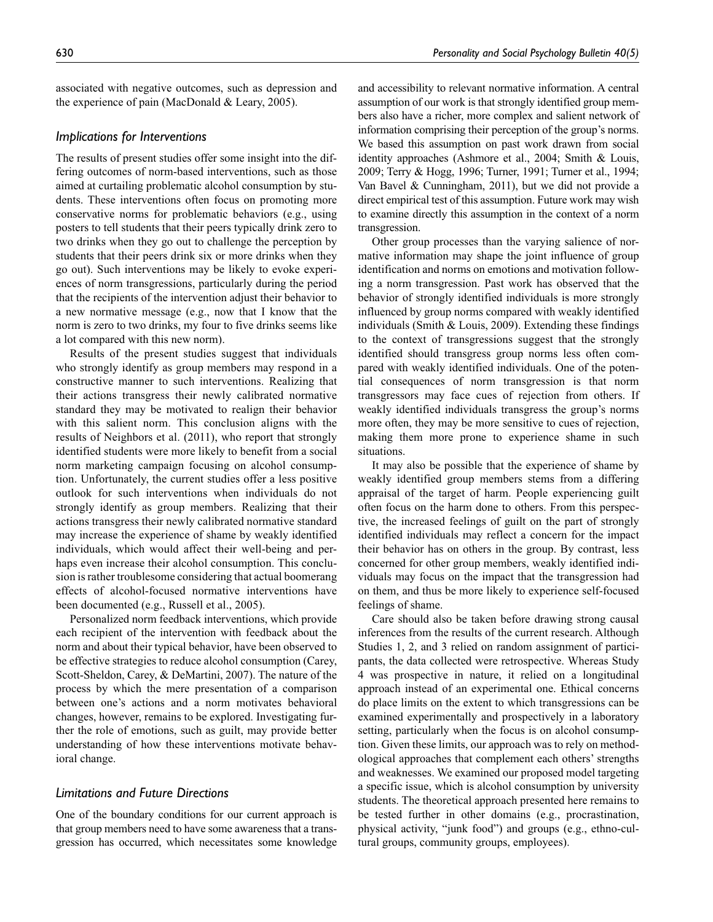associated with negative outcomes, such as depression and the experience of pain (MacDonald & Leary, 2005).

## *Implications for Interventions*

The results of present studies offer some insight into the differing outcomes of norm-based interventions, such as those aimed at curtailing problematic alcohol consumption by students. These interventions often focus on promoting more conservative norms for problematic behaviors (e.g., using posters to tell students that their peers typically drink zero to two drinks when they go out to challenge the perception by students that their peers drink six or more drinks when they go out). Such interventions may be likely to evoke experiences of norm transgressions, particularly during the period that the recipients of the intervention adjust their behavior to a new normative message (e.g., now that I know that the norm is zero to two drinks, my four to five drinks seems like a lot compared with this new norm).

Results of the present studies suggest that individuals who strongly identify as group members may respond in a constructive manner to such interventions. Realizing that their actions transgress their newly calibrated normative standard they may be motivated to realign their behavior with this salient norm. This conclusion aligns with the results of Neighbors et al. (2011), who report that strongly identified students were more likely to benefit from a social norm marketing campaign focusing on alcohol consumption. Unfortunately, the current studies offer a less positive outlook for such interventions when individuals do not strongly identify as group members. Realizing that their actions transgress their newly calibrated normative standard may increase the experience of shame by weakly identified individuals, which would affect their well-being and perhaps even increase their alcohol consumption. This conclusion is rather troublesome considering that actual boomerang effects of alcohol-focused normative interventions have been documented (e.g., Russell et al., 2005).

Personalized norm feedback interventions, which provide each recipient of the intervention with feedback about the norm and about their typical behavior, have been observed to be effective strategies to reduce alcohol consumption (Carey, Scott-Sheldon, Carey, & DeMartini, 2007). The nature of the process by which the mere presentation of a comparison between one's actions and a norm motivates behavioral changes, however, remains to be explored. Investigating further the role of emotions, such as guilt, may provide better understanding of how these interventions motivate behavioral change.

## *Limitations and Future Directions*

One of the boundary conditions for our current approach is that group members need to have some awareness that a transgression has occurred, which necessitates some knowledge and accessibility to relevant normative information. A central assumption of our work is that strongly identified group members also have a richer, more complex and salient network of information comprising their perception of the group's norms. We based this assumption on past work drawn from social identity approaches (Ashmore et al., 2004; Smith & Louis, 2009; Terry & Hogg, 1996; Turner, 1991; Turner et al., 1994; Van Bavel & Cunningham, 2011), but we did not provide a direct empirical test of this assumption. Future work may wish to examine directly this assumption in the context of a norm transgression.

Other group processes than the varying salience of normative information may shape the joint influence of group identification and norms on emotions and motivation following a norm transgression. Past work has observed that the behavior of strongly identified individuals is more strongly influenced by group norms compared with weakly identified individuals (Smith & Louis, 2009). Extending these findings to the context of transgressions suggest that the strongly identified should transgress group norms less often compared with weakly identified individuals. One of the potential consequences of norm transgression is that norm transgressors may face cues of rejection from others. If weakly identified individuals transgress the group's norms more often, they may be more sensitive to cues of rejection, making them more prone to experience shame in such situations.

It may also be possible that the experience of shame by weakly identified group members stems from a differing appraisal of the target of harm. People experiencing guilt often focus on the harm done to others. From this perspective, the increased feelings of guilt on the part of strongly identified individuals may reflect a concern for the impact their behavior has on others in the group. By contrast, less concerned for other group members, weakly identified individuals may focus on the impact that the transgression had on them, and thus be more likely to experience self-focused feelings of shame.

Care should also be taken before drawing strong causal inferences from the results of the current research. Although Studies 1, 2, and 3 relied on random assignment of participants, the data collected were retrospective. Whereas Study 4 was prospective in nature, it relied on a longitudinal approach instead of an experimental one. Ethical concerns do place limits on the extent to which transgressions can be examined experimentally and prospectively in a laboratory setting, particularly when the focus is on alcohol consumption. Given these limits, our approach was to rely on methodological approaches that complement each others' strengths and weaknesses. We examined our proposed model targeting a specific issue, which is alcohol consumption by university students. The theoretical approach presented here remains to be tested further in other domains (e.g., procrastination, physical activity, "junk food") and groups (e.g., ethno-cultural groups, community groups, employees).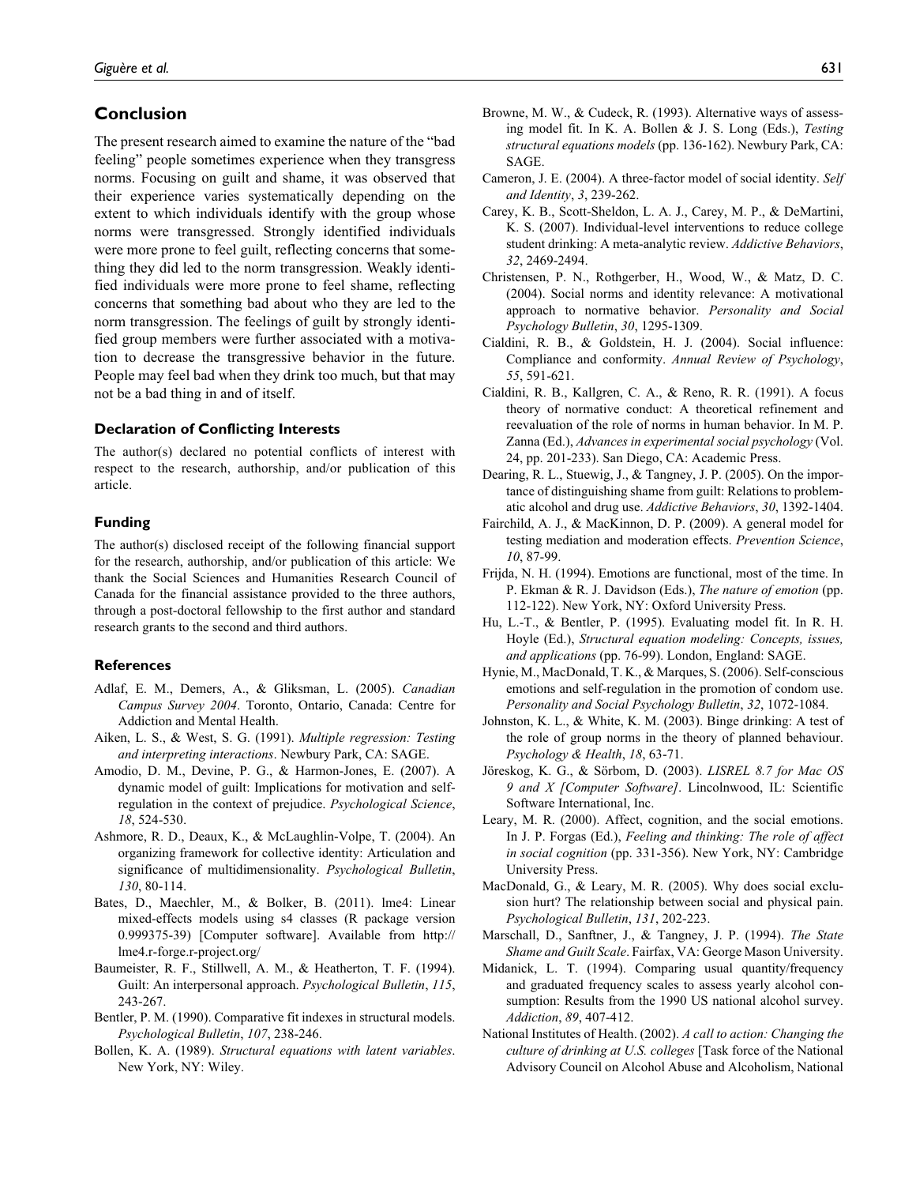## Conclusion

The present research aimed to examine the nature of the "bad feeling" people sometimes experience when they transgress norms. Focusing on guilt and shame, it was observed that their experience varies systematically depending on the extent to which individuals identify with the group whose norms were transgressed. Strongly identified individuals were more prone to feel guilt, reflecting concerns that something they did led to the norm transgression. Weakly identified individuals were more prone to feel shame, reflecting concerns that something bad about who they are led to the norm transgression. The feelings of guilt by strongly identified group members were further associated with a motivation to decrease the transgressive behavior in the future. People may feel bad when they drink too much, but that may not be a bad thing in and of itself.

### Declaration of Conflicting Interests

The author(s) declared no potential conflicts of interest with respect to the research, authorship, and/or publication of this article.

### Funding

The author(s) disclosed receipt of the following financial support for the research, authorship, and/or publication of this article: We thank the Social Sciences and Humanities Research Council of Canada for the financial assistance provided to the three authors, through a post-doctoral fellowship to the first author and standard research grants to the second and third authors.

### References

Adlaf, E. M., Demers, A., & Gliksman, L. (2005). *Canadian Campus Survey 2004*. Toronto, Ontario, Canada: Centre for Addiction and Mental Health.

Aiken, L. S., & West, S. G. (1991). *Multiple regression: Testing and interpreting interactions*. Newbury Park, CA: SAGE.

Amodio, D. M., Devine, P. G., & Harmon-Jones, E. (2007). A dynamic model of guilt: Implications for motivation and self-regulation in the context of prejudice. *Psychological Science*, *18*, 524-530.

Ashmore, R. D., Deaux, K., & McLaughlin-Volpe, T. (2004). An organizing framework for collective identity: Articulation and significance of multidimensionality. *Psychological Bulletin*, *130*, 80-114.

Bates, D., Maechler, M., & Bolker, B. (2011). lme4: Linear mixed-effects models using s4 classes (R package version 0.999375-39) [Computer software]. Available from http://lme4.r-forge.r-project.org/

Baumeister, R. F., Stillwell, A. M., & Heatherton, T. F. (1994). Guilt: An interpersonal approach. *Psychological Bulletin*, *115*, 243-267.

Bentler, P. M. (1990). Comparative fit indexes in structural models. *Psychological Bulletin*, *107*, 238-246.

Bollen, K. A. (1989). *Structural equations with latent variables*. New York, NY: Wiley.

Browne, M. W., & Cudeck, R. (1993). Alternative ways of assessing model fit. In K. A. Bollen & J. S. Long (Eds.), *Testing structural equations models* (pp. 136-162). Newbury Park, CA: SAGE.

Cameron, J. E. (2004). A three-factor model of social identity. *Self and Identity*, *3*, 239-262.

Carey, K. B., Scott-Sheldon, L. A. J., Carey, M. P., & DeMartini, K. S. (2007). Individual-level interventions to reduce college student drinking: A meta-analytic review. *Addictive Behaviors*, *32*, 2469-2494.

Christensen, P. N., Rothgerber, H., Wood, W., & Matz, D. C. (2004). Social norms and identity relevance: A motivational approach to normative behavior. *Personality and Social Psychology Bulletin*, *30*, 1295-1309.

Cialdini, R. B., & Goldstein, H. J. (2004). Social influence: Compliance and conformity. *Annual Review of Psychology*, *55*, 591-621.

Cialdini, R. B., Kallgren, C. A., & Reno, R. R. (1991). A focus theory of normative conduct: A theoretical refinement and reevaluation of the role of norms in human behavior. In M. P. Zanna (Ed.), *Advances in experimental social psychology* (Vol. 24, pp. 201-233). San Diego, CA: Academic Press.

Dearing, R. L., Stuewig, J., & Tangney, J. P. (2005). On the importance of distinguishing shame from guilt: Relations to problematic alcohol and drug use. *Addictive Behaviors*, *30*, 1392-1404.

Fairchild, A. J., & MacKinnon, D. P. (2009). A general model for testing mediation and moderation effects. *Prevention Science*, *10*, 87-99.

Frijda, N. H. (1994). Emotions are functional, most of the time. In P. Ekman & R. J. Davidson (Eds.), *The nature of emotion* (pp. 112-122). New York, NY: Oxford University Press.

Hu, L.-T., & Bentler, P. (1995). Evaluating model fit. In R. H. Hoyle (Ed.), *Structural equation modeling: Concepts, issues, and applications* (pp. 76-99). London, England: SAGE.

Hynie, M., MacDonald, T. K., & Marques, S. (2006). Self-conscious emotions and self-regulation in the promotion of condom use. *Personality and Social Psychology Bulletin*, *32*, 1072-1084.

Johnston, K. L., & White, K. M. (2003). Binge drinking: A test of the role of group norms in the theory of planned behaviour. *Psychology & Health*, *18*, 63-71.

Jöreskog, K. G., & Sörbom, D. (2003). *LISREL 8.7 for Mac OS 9 and X [Computer Software]*. Lincolnwood, IL: Scientific Software International, Inc.

Leary, M. R. (2000). Affect, cognition, and the social emotions. In J. P. Forgas (Ed.), *Feeling and thinking: The role of affect in social cognition* (pp. 331-356). New York, NY: Cambridge University Press.

MacDonald, G., & Leary, M. R. (2005). Why does social exclusion hurt? The relationship between social and physical pain. *Psychological Bulletin*, *131*, 202-223.

Marschall, D., Sanftner, J., & Tangney, J. P. (1994). *The State Shame and Guilt Scale*. Fairfax, VA: George Mason University.

Midanick, L. T. (1994). Comparing usual quantity/frequency and graduated frequency scales to assess yearly alcohol consumption: Results from the 1990 US national alcohol survey. *Addiction*, *89*, 407-412.

National Institutes of Health. (2002). *A call to action: Changing the culture of drinking at U.S. colleges* [Task force of the National Advisory Council on Alcohol Abuse and Alcoholism, National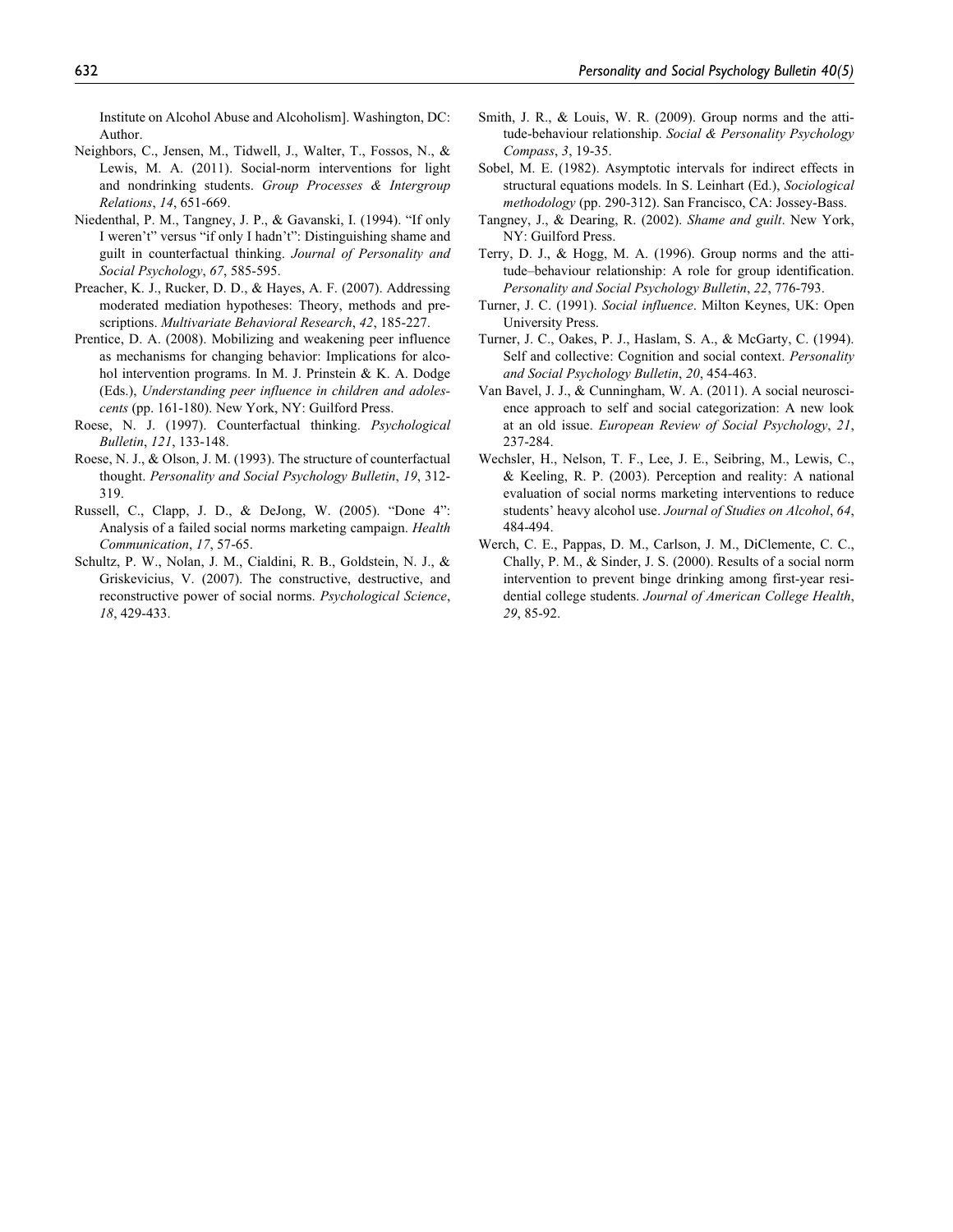Institute on Alcohol Abuse and Alcoholism]. Washington, DC: Author.

Neighbors, C., Jensen, M., Tidwell, J., Walter, T., Fossos, N., & Lewis, M. A. (2011). Social-norm interventions for light and nondrinking students. *Group Processes & Intergroup Relations*, *14*, 651-669.

Niedenthal, P. M., Tangney, J. P., & Gavanski, I. (1994). "If only I weren't" versus "if only I hadn't": Distinguishing shame and guilt in counterfactual thinking. *Journal of Personality and Social Psychology*, *67*, 585-595.

Preacher, K. J., Rucker, D. D., & Hayes, A. F. (2007). Addressing moderated mediation hypotheses: Theory, methods and prescriptions. *Multivariate Behavioral Research*, *42*, 185-227.

Prentice, D. A. (2008). Mobilizing and weakening peer influence as mechanisms for changing behavior: Implications for alcohol intervention programs. In M. J. Prinstein & K. A. Dodge (Eds.), *Understanding peer influence in children and adolescents* (pp. 161-180). New York, NY: Guilford Press.

Roese, N. J. (1997). Counterfactual thinking. *Psychological Bulletin*, *121*, 133-148.

Roese, N. J., & Olson, J. M. (1993). The structure of counterfactual thought. *Personality and Social Psychology Bulletin*, *19*, 312-319.

Russell, C., Clapp, J. D., & DeJong, W. (2005). "Done 4": Analysis of a failed social norms marketing campaign. *Health Communication*, *17*, 57-65.

Schultz, P. W., Nolan, J. M., Cialdini, R. B., Goldstein, N. J., & Griskevicius, V. (2007). The constructive, destructive, and reconstructive power of social norms. *Psychological Science*, *18*, 429-433.

Smith, J. R., & Louis, W. R. (2009). Group norms and the attitude-behaviour relationship. *Social & Personality Psychology Compass*, *3*, 19-35.

Sobel, M. E. (1982). Asymptotic intervals for indirect effects in structural equations models. In S. Leinhart (Ed.), *Sociological methodology* (pp. 290-312). San Francisco, CA: Jossey-Bass.

Tangney, J., & Dearing, R. (2002). *Shame and guilt*. New York, NY: Guilford Press.

Terry, D. J., & Hogg, M. A. (1996). Group norms and the attitude–behaviour relationship: A role for group identification. *Personality and Social Psychology Bulletin*, *22*, 776-793.

Turner, J. C. (1991). *Social influence*. Milton Keynes, UK: Open University Press.

Turner, J. C., Oakes, P. J., Haslam, S. A., & McGarty, C. (1994). Self and collective: Cognition and social context. *Personality and Social Psychology Bulletin*, *20*, 454-463.

Van Bavel, J. J., & Cunningham, W. A. (2011). A social neuroscience approach to self and social categorization: A new look at an old issue. *European Review of Social Psychology*, *21*, 237-284.

Wechsler, H., Nelson, T. F., Lee, J. E., Seibring, M., Lewis, C., & Keeling, R. P. (2003). Perception and reality: A national evaluation of social norms marketing interventions to reduce students' heavy alcohol use. *Journal of Studies on Alcohol*, *64*, 484-494.

Werch, C. E., Pappas, D. M., Carlson, J. M., DiClemente, C. C., Chally, P. M., & Sinder, J. S. (2000). Results of a social norm intervention to prevent binge drinking among first-year residential college students. *Journal of American College Health*, *29*, 85-92.